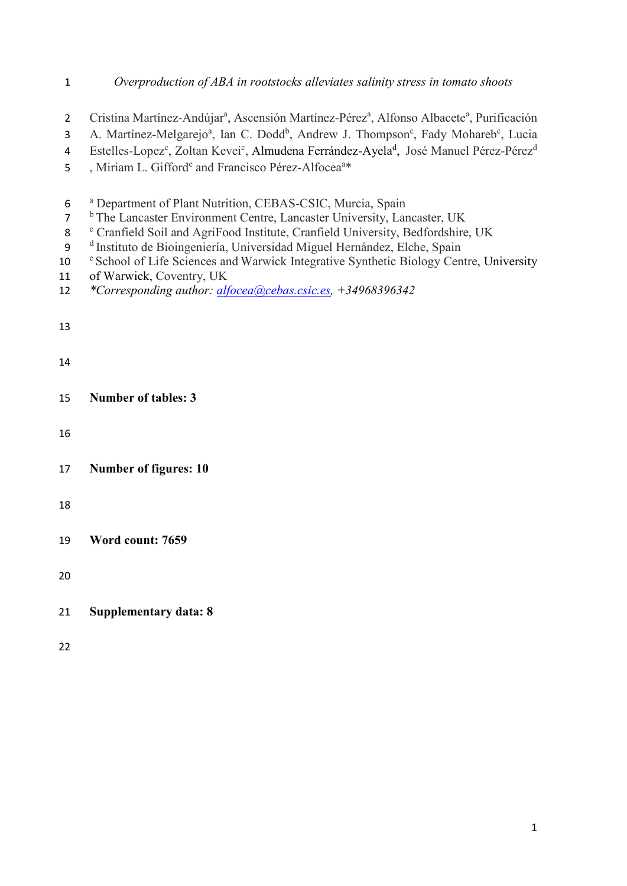*Overproduction of ABA in rootstocks alleviates salinity stress in tomato shoots*

Cristina Martínez-Andújar[a], Ascensión Martínez-Pérez[a], Alfonso Albacete[a], Purificación A. Martínez-Melgarejo[a], Ian C. Dodd[b], Andrew J. Thompson[c], Fady Mohareb[c], Lucia Estelles-Lopez[c], Zoltan Kevei[c], Almudena Ferrández-Ayela[d], José Manuel Pérez-Pérez[d], Miriam L. Gifford[e] and Francisco Pérez-Alfocea[a]*

[a] Department of Plant Nutrition, CEBAS-CSIC, Murcia, Spain
[b] The Lancaster Environment Centre, Lancaster University, Lancaster, UK
[c] Cranfield Soil and AgriFood Institute, Cranfield University, Bedfordshire, UK
[d] Instituto de Bioingeniería, Universidad Miguel Hernández, Elche, Spain
[e] School of Life Sciences and Warwick Integrative Synthetic Biology Centre, University of Warwick, Coventry, UK

*\*Corresponding author: alfocea@cebas.csic.es, +34968396342*

**Number of tables: 3**

**Number of figures: 10**

**Word count: 7659**

**Supplementary data: 8**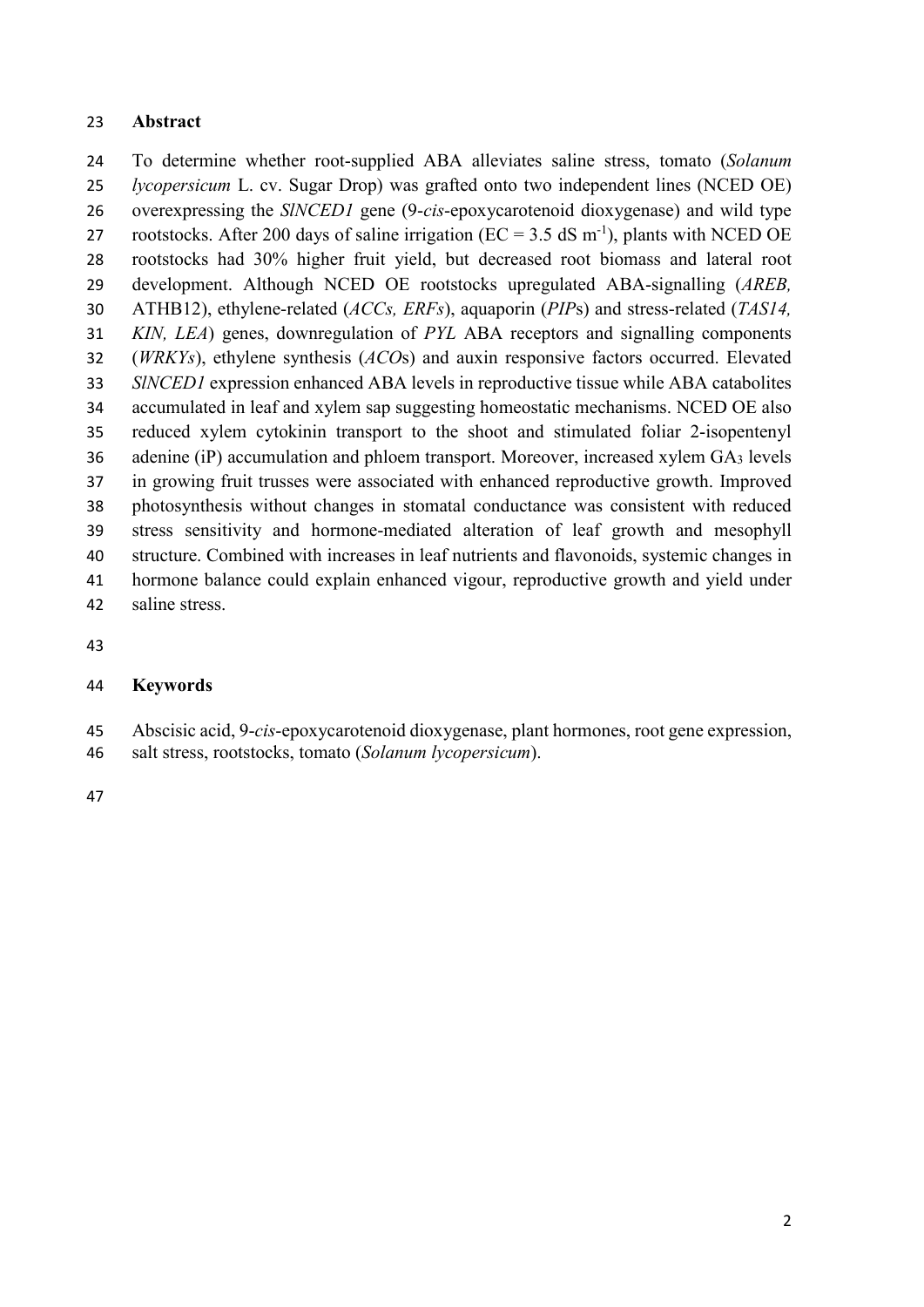## Abstract

To determine whether root-supplied ABA alleviates saline stress, tomato (*Solanum lycopersicum* L. cv. Sugar Drop) was grafted onto two independent lines (NCED OE) overexpressing the *SlNCED1* gene (9-*cis*-epoxycarotenoid dioxygenase) and wild type rootstocks. After 200 days of saline irrigation (EC = 3.5 dS $m^{-1}$), plants with NCED OE rootstocks had 30% higher fruit yield, but decreased root biomass and lateral root development. Although NCED OE rootstocks upregulated ABA-signalling (*AREB,* ATHB12), ethylene-related (*ACCs, ERFs*), aquaporin (*PIP*s) and stress-related (*TAS14, KIN, LEA*) genes, downregulation of *PYL* ABA receptors and signalling components (*WRKYs*), ethylene synthesis (*ACO*s) and auxin responsive factors occurred. Elevated *SlNCED1* expression enhanced ABA levels in reproductive tissue while ABA catabolites accumulated in leaf and xylem sap suggesting homeostatic mechanisms. NCED OE also reduced xylem cytokinin transport to the shoot and stimulated foliar 2-isopentenyl adenine (iP) accumulation and phloem transport. Moreover, increased xylem $GA_3$ levels in growing fruit trusses were associated with enhanced reproductive growth. Improved photosynthesis without changes in stomatal conductance was consistent with reduced stress sensitivity and hormone-mediated alteration of leaf growth and mesophyll structure. Combined with increases in leaf nutrients and flavonoids, systemic changes in hormone balance could explain enhanced vigour, reproductive growth and yield under saline stress.

## Keywords

Abscisic acid, 9-*cis*-epoxycarotenoid dioxygenase, plant hormones, root gene expression, salt stress, rootstocks, tomato (*Solanum lycopersicum*).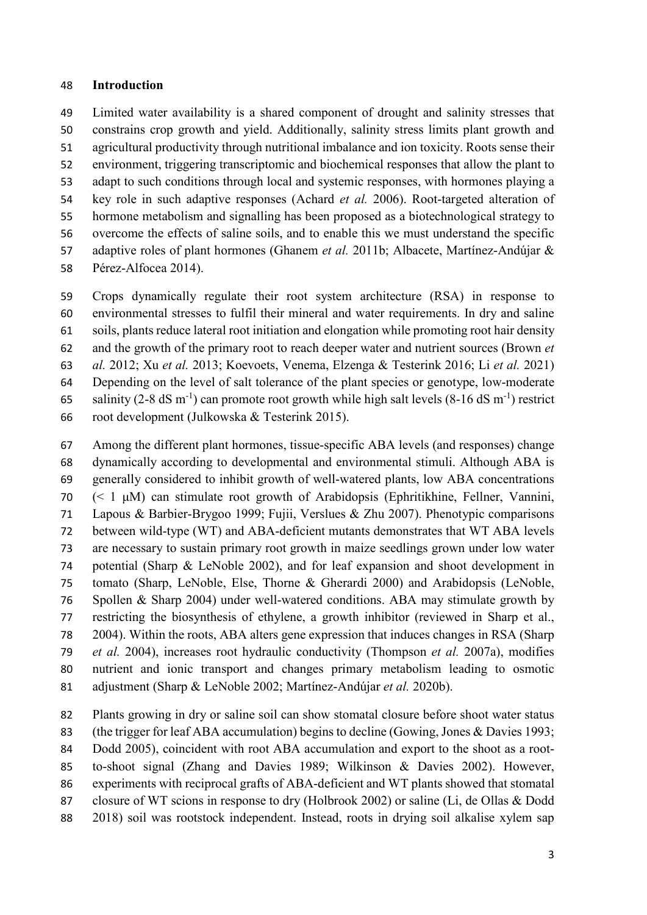## Introduction

Limited water availability is a shared component of drought and salinity stresses that constrains crop growth and yield. Additionally, salinity stress limits plant growth and agricultural productivity through nutritional imbalance and ion toxicity. Roots sense their environment, triggering transcriptomic and biochemical responses that allow the plant to adapt to such conditions through local and systemic responses, with hormones playing a key role in such adaptive responses (Achard *et al.* 2006). Root-targeted alteration of hormone metabolism and signalling has been proposed as a biotechnological strategy to overcome the effects of saline soils, and to enable this we must understand the specific adaptive roles of plant hormones (Ghanem *et al.* 2011b; Albacete, Martínez-Andújar & Pérez-Alfocea 2014).

Crops dynamically regulate their root system architecture (RSA) in response to environmental stresses to fulfil their mineral and water requirements. In dry and saline soils, plants reduce lateral root initiation and elongation while promoting root hair density and the growth of the primary root to reach deeper water and nutrient sources (Brown *et al.* 2012; Xu *et al.* 2013; Koevoets, Venema, Elzenga & Testerink 2016; Li *et al.* 2021) Depending on the level of salt tolerance of the plant species or genotype, low-moderate salinity (2-8 dS $m^{-1}$) can promote root growth while high salt levels (8-16 dS $m^{-1}$) restrict root development (Julkowska & Testerink 2015).

Among the different plant hormones, tissue-specific ABA levels (and responses) change dynamically according to developmental and environmental stimuli. Although ABA is generally considered to inhibit growth of well-watered plants, low ABA concentrations (< 1 μM) can stimulate root growth of Arabidopsis (Ephritikhine, Fellner, Vannini, Lapous & Barbier-Brygoo 1999; Fujii, Verslues & Zhu 2007). Phenotypic comparisons between wild-type (WT) and ABA-deficient mutants demonstrates that WT ABA levels are necessary to sustain primary root growth in maize seedlings grown under low water potential (Sharp & LeNoble 2002), and for leaf expansion and shoot development in tomato (Sharp, LeNoble, Else, Thorne & Gherardi 2000) and Arabidopsis (LeNoble, Spollen & Sharp 2004) under well-watered conditions. ABA may stimulate growth by restricting the biosynthesis of ethylene, a growth inhibitor (reviewed in Sharp et al., 2004). Within the roots, ABA alters gene expression that induces changes in RSA (Sharp *et al.* 2004), increases root hydraulic conductivity (Thompson *et al.* 2007a), modifies nutrient and ionic transport and changes primary metabolism leading to osmotic adjustment (Sharp & LeNoble 2002; Martínez-Andújar *et al.* 2020b).

Plants growing in dry or saline soil can show stomatal closure before shoot water status (the trigger for leaf ABA accumulation) begins to decline (Gowing, Jones & Davies 1993; Dodd 2005), coincident with root ABA accumulation and export to the shoot as a root-to-shoot signal (Zhang and Davies 1989; Wilkinson & Davies 2002). However, experiments with reciprocal grafts of ABA-deficient and WT plants showed that stomatal closure of WT scions in response to dry (Holbrook 2002) or saline (Li, de Ollas & Dodd 2018) soil was rootstock independent. Instead, roots in drying soil alkalise xylem sap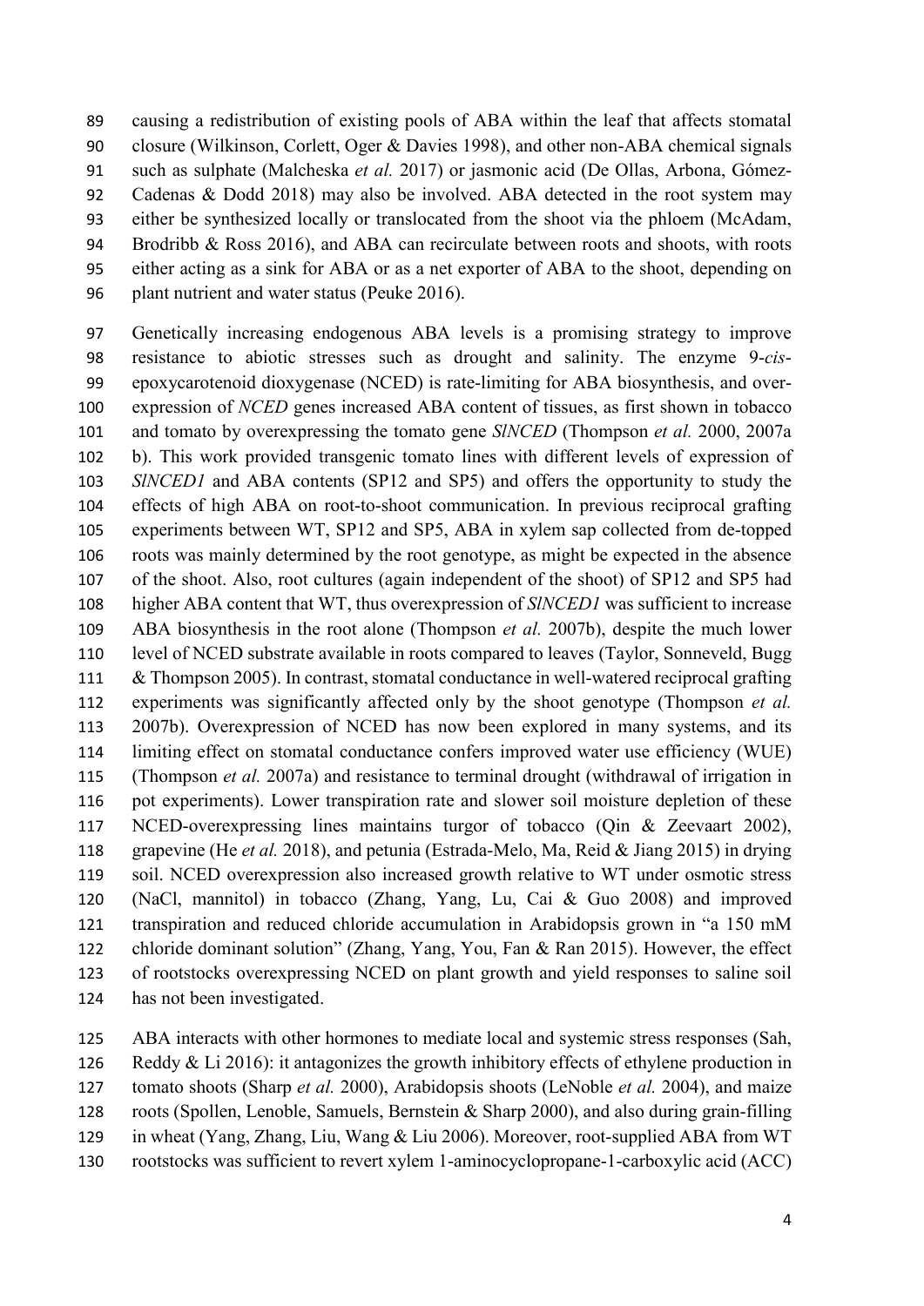causing a redistribution of existing pools of ABA within the leaf that affects stomatal closure (Wilkinson, Corlett, Oger & Davies 1998), and other non-ABA chemical signals such as sulphate (Malcheska *et al.* 2017) or jasmonic acid (De Ollas, Arbona, Gómez-Cadenas & Dodd 2018) may also be involved. ABA detected in the root system may either be synthesized locally or translocated from the shoot via the phloem (McAdam, Brodribb & Ross 2016), and ABA can recirculate between roots and shoots, with roots either acting as a sink for ABA or as a net exporter of ABA to the shoot, depending on plant nutrient and water status (Peuke 2016).

Genetically increasing endogenous ABA levels is a promising strategy to improve resistance to abiotic stresses such as drought and salinity. The enzyme 9-*cis*-epoxycarotenoid dioxygenase (NCED) is rate-limiting for ABA biosynthesis, and over-expression of *NCED* genes increased ABA content of tissues, as first shown in tobacco and tomato by overexpressing the tomato gene *SlNCED* (Thompson *et al.* 2000, 2007a b). This work provided transgenic tomato lines with different levels of expression of *SlNCED1* and ABA contents (SP12 and SP5) and offers the opportunity to study the effects of high ABA on root-to-shoot communication. In previous reciprocal grafting experiments between WT, SP12 and SP5, ABA in xylem sap collected from de-topped roots was mainly determined by the root genotype, as might be expected in the absence of the shoot. Also, root cultures (again independent of the shoot) of SP12 and SP5 had higher ABA content that WT, thus overexpression of *SlNCED1* was sufficient to increase ABA biosynthesis in the root alone (Thompson *et al.* 2007b), despite the much lower level of NCED substrate available in roots compared to leaves (Taylor, Sonneveld, Bugg & Thompson 2005). In contrast, stomatal conductance in well-watered reciprocal grafting experiments was significantly affected only by the shoot genotype (Thompson *et al.* 2007b). Overexpression of NCED has now been explored in many systems, and its limiting effect on stomatal conductance confers improved water use efficiency (WUE) (Thompson *et al.* 2007a) and resistance to terminal drought (withdrawal of irrigation in pot experiments). Lower transpiration rate and slower soil moisture depletion of these NCED-overexpressing lines maintains turgor of tobacco (Qin & Zeevaart 2002), grapevine (He *et al.* 2018), and petunia (Estrada-Melo, Ma, Reid & Jiang 2015) in drying soil. NCED overexpression also increased growth relative to WT under osmotic stress (NaCl, mannitol) in tobacco (Zhang, Yang, Lu, Cai & Guo 2008) and improved transpiration and reduced chloride accumulation in Arabidopsis grown in "a 150 mM chloride dominant solution" (Zhang, Yang, You, Fan & Ran 2015). However, the effect of rootstocks overexpressing NCED on plant growth and yield responses to saline soil has not been investigated.

ABA interacts with other hormones to mediate local and systemic stress responses (Sah, Reddy & Li 2016): it antagonizes the growth inhibitory effects of ethylene production in tomato shoots (Sharp *et al.* 2000), Arabidopsis shoots (LeNoble *et al.* 2004), and maize roots (Spollen, Lenoble, Samuels, Bernstein & Sharp 2000), and also during grain-filling in wheat (Yang, Zhang, Liu, Wang & Liu 2006). Moreover, root-supplied ABA from WT rootstocks was sufficient to revert xylem 1-aminocyclopropane-1-carboxylic acid (ACC)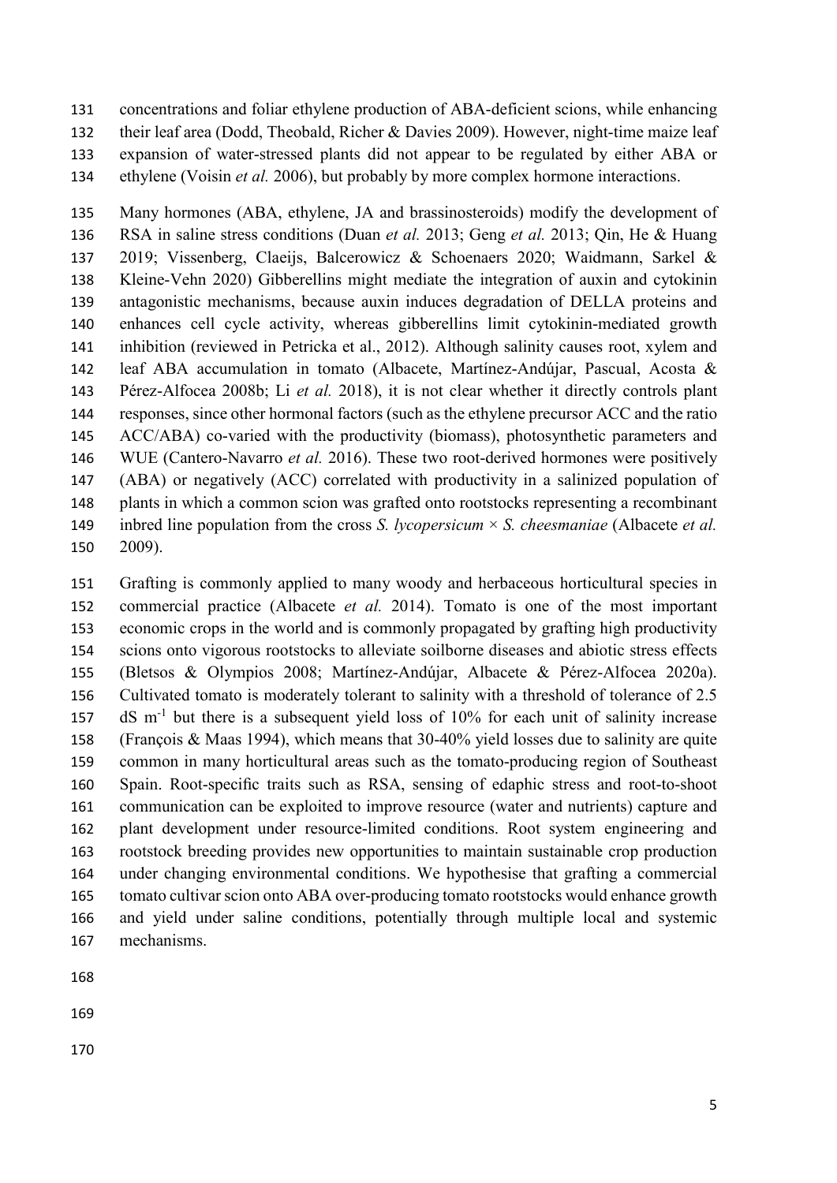concentrations and foliar ethylene production of ABA-deficient scions, while enhancing their leaf area (Dodd, Theobald, Richer & Davies 2009). However, night-time maize leaf expansion of water-stressed plants did not appear to be regulated by either ABA or ethylene (Voisin *et al.* 2006), but probably by more complex hormone interactions.

Many hormones (ABA, ethylene, JA and brassinosteroids) modify the development of RSA in saline stress conditions (Duan *et al.* 2013; Geng *et al.* 2013; Qin, He & Huang 2019; Vissenberg, Claeijs, Balcerowicz & Schoenaers 2020; Waidmann, Sarkel & Kleine-Vehn 2020) Gibberellins might mediate the integration of auxin and cytokinin antagonistic mechanisms, because auxin induces degradation of DELLA proteins and enhances cell cycle activity, whereas gibberellins limit cytokinin-mediated growth inhibition (reviewed in Petricka et al., 2012). Although salinity causes root, xylem and leaf ABA accumulation in tomato (Albacete, Martínez-Andújar, Pascual, Acosta & Pérez-Alfocea 2008b; Li *et al.* 2018), it is not clear whether it directly controls plant responses, since other hormonal factors (such as the ethylene precursor ACC and the ratio ACC/ABA) co-varied with the productivity (biomass), photosynthetic parameters and WUE (Cantero-Navarro *et al.* 2016). These two root-derived hormones were positively (ABA) or negatively (ACC) correlated with productivity in a salinized population of plants in which a common scion was grafted onto rootstocks representing a recombinant inbred line population from the cross *S. lycopersicum* × *S. cheesmaniae* (Albacete *et al.* 2009).

Grafting is commonly applied to many woody and herbaceous horticultural species in commercial practice (Albacete *et al.* 2014). Tomato is one of the most important economic crops in the world and is commonly propagated by grafting high productivity scions onto vigorous rootstocks to alleviate soilborne diseases and abiotic stress effects (Bletsos & Olympios 2008; Martínez-Andújar, Albacete & Pérez-Alfocea 2020a). Cultivated tomato is moderately tolerant to salinity with a threshold of tolerance of 2.5 dS $m^{-1}$ but there is a subsequent yield loss of 10% for each unit of salinity increase (François & Maas 1994), which means that 30-40% yield losses due to salinity are quite common in many horticultural areas such as the tomato-producing region of Southeast Spain. Root-specific traits such as RSA, sensing of edaphic stress and root-to-shoot communication can be exploited to improve resource (water and nutrients) capture and plant development under resource-limited conditions. Root system engineering and rootstock breeding provides new opportunities to maintain sustainable crop production under changing environmental conditions. We hypothesise that grafting a commercial tomato cultivar scion onto ABA over-producing tomato rootstocks would enhance growth and yield under saline conditions, potentially through multiple local and systemic mechanisms.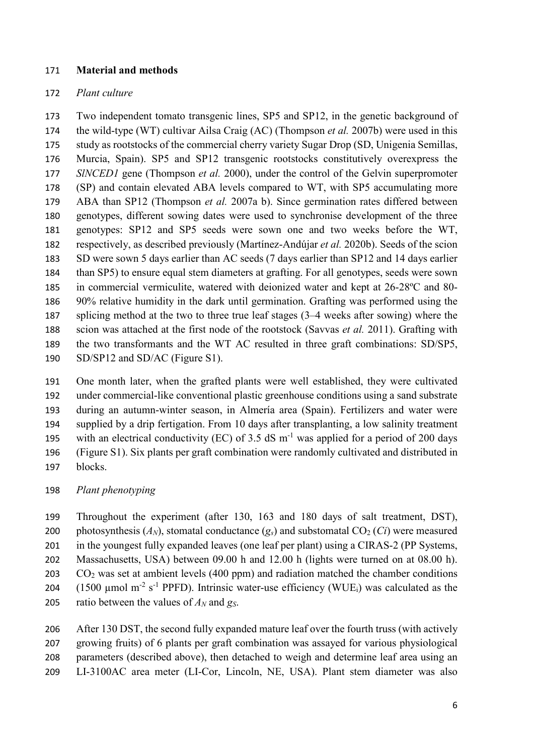## Material and methods

### *Plant culture*

Two independent tomato transgenic lines, SP5 and SP12, in the genetic background of the wild-type (WT) cultivar Ailsa Craig (AC) (Thompson *et al.* 2007b) were used in this study as rootstocks of the commercial cherry variety Sugar Drop (SD, Unigenia Semillas, Murcia, Spain). SP5 and SP12 transgenic rootstocks constitutively overexpress the *SlNCED1* gene (Thompson *et al.* 2000), under the control of the Gelvin superpromoter (SP) and contain elevated ABA levels compared to WT, with SP5 accumulating more ABA than SP12 (Thompson *et al.* 2007a b). Since germination rates differed between genotypes, different sowing dates were used to synchronise development of the three genotypes: SP12 and SP5 seeds were sown one and two weeks before the WT, respectively, as described previously (Martínez-Andújar *et al.* 2020b). Seeds of the scion SD were sown 5 days earlier than AC seeds (7 days earlier than SP12 and 14 days earlier than SP5) to ensure equal stem diameters at grafting. For all genotypes, seeds were sown in commercial vermiculite, watered with deionized water and kept at 26-28ºC and 80-90% relative humidity in the dark until germination. Grafting was performed using the splicing method at the two to three true leaf stages (3–4 weeks after sowing) where the scion was attached at the first node of the rootstock (Savvas *et al.* 2011). Grafting with the two transformants and the WT AC resulted in three graft combinations: SD/SP5, SD/SP12 and SD/AC (Figure S1).

One month later, when the grafted plants were well established, they were cultivated under commercial-like conventional plastic greenhouse conditions using a sand substrate during an autumn-winter season, in Almería area (Spain). Fertilizers and water were supplied by a drip fertigation. From 10 days after transplanting, a low salinity treatment with an electrical conductivity (EC) of 3.5 dS $m^{-1}$ was applied for a period of 200 days (Figure S1). Six plants per graft combination were randomly cultivated and distributed in blocks.

### *Plant phenotyping*

Throughout the experiment (after 130, 163 and 180 days of salt treatment, DST), photosynthesis ($A_N$), stomatal conductance ($g_s$) and substomatal $CO_2$ ($Ci$) were measured in the youngest fully expanded leaves (one leaf per plant) using a CIRAS-2 (PP Systems, Massachusetts, USA) between 09.00 h and 12.00 h (lights were turned on at 08.00 h). $CO_2$ was set at ambient levels (400 ppm) and radiation matched the chamber conditions (1500 µmol $m^{-2}$ $s^{-1}$ PPFD). Intrinsic water-use efficiency ($WUE_i$) was calculated as the ratio between the values of $A_N$ and $g_S$.

After 130 DST, the second fully expanded mature leaf over the fourth truss (with actively growing fruits) of 6 plants per graft combination was assayed for various physiological parameters (described above), then detached to weigh and determine leaf area using an LI-3100AC area meter (LI-Cor, Lincoln, NE, USA). Plant stem diameter was also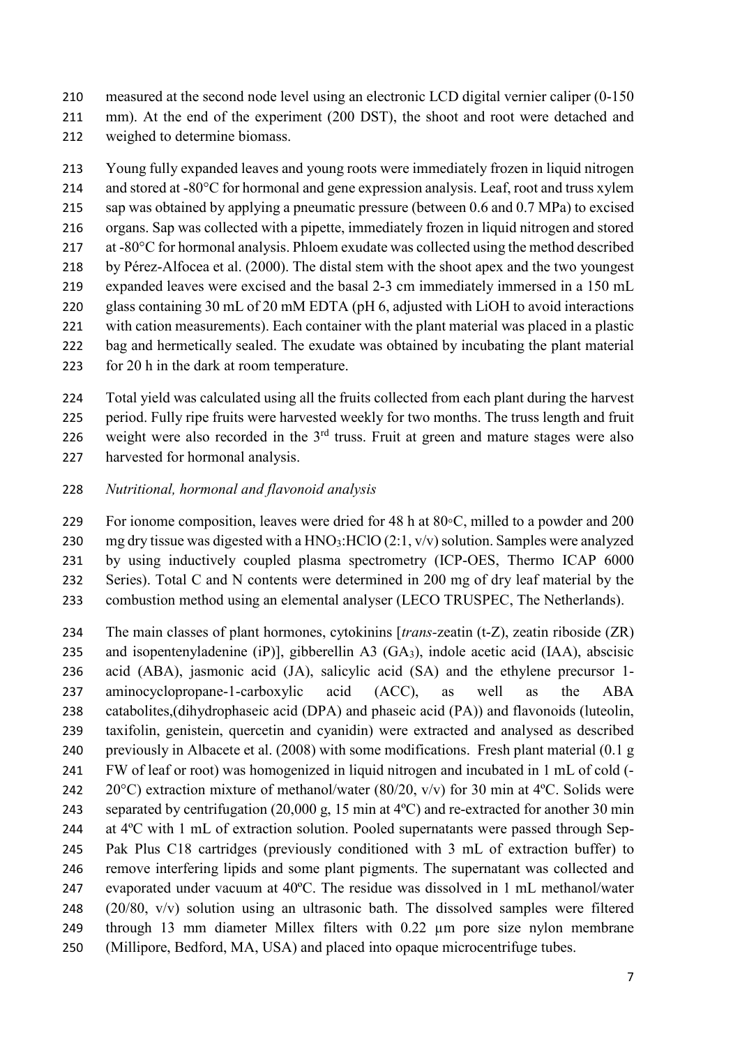measured at the second node level using an electronic LCD digital vernier caliper (0-150 mm). At the end of the experiment (200 DST), the shoot and root were detached and weighed to determine biomass.

Young fully expanded leaves and young roots were immediately frozen in liquid nitrogen and stored at -80°C for hormonal and gene expression analysis. Leaf, root and truss xylem sap was obtained by applying a pneumatic pressure (between 0.6 and 0.7 MPa) to excised organs. Sap was collected with a pipette, immediately frozen in liquid nitrogen and stored at -80°C for hormonal analysis. Phloem exudate was collected using the method described by Pérez-Alfocea et al. (2000). The distal stem with the shoot apex and the two youngest expanded leaves were excised and the basal 2-3 cm immediately immersed in a 150 mL glass containing 30 mL of 20 mM EDTA (pH 6, adjusted with LiOH to avoid interactions with cation measurements). Each container with the plant material was placed in a plastic bag and hermetically sealed. The exudate was obtained by incubating the plant material for 20 h in the dark at room temperature.

Total yield was calculated using all the fruits collected from each plant during the harvest period. Fully ripe fruits were harvested weekly for two months. The truss length and fruit weight were also recorded in the 3rd truss. Fruit at green and mature stages were also harvested for hormonal analysis.

*Nutritional, hormonal and flavonoid analysis*

For ionome composition, leaves were dried for 48 h at 80◦C, milled to a powder and 200 mg dry tissue was digested with a $HNO_3$:HClO (2:1, v/v) solution. Samples were analyzed by using inductively coupled plasma spectrometry (ICP-OES, Thermo ICAP 6000 Series). Total C and N contents were determined in 200 mg of dry leaf material by the combustion method using an elemental analyser (LECO TRUSPEC, The Netherlands).

The main classes of plant hormones, cytokinins [*trans*-zeatin (t-Z), zeatin riboside (ZR) and isopentenyladenine (iP)], gibberellin A3 ($GA_3$), indole acetic acid (IAA), abscisic acid (ABA), jasmonic acid (JA), salicylic acid (SA) and the ethylene precursor 1-aminocyclopropane-1-carboxylic acid (ACC), as well as the ABA catabolites,(dihydrophaseic acid (DPA) and phaseic acid (PA)) and flavonoids (luteolin, taxifolin, genistein, quercetin and cyanidin) were extracted and analysed as described previously in Albacete et al. (2008) with some modifications. Fresh plant material (0.1 g FW of leaf or root) was homogenized in liquid nitrogen and incubated in 1 mL of cold (-20°C) extraction mixture of methanol/water (80/20, v/v) for 30 min at 4ºC. Solids were separated by centrifugation (20,000 g, 15 min at 4ºC) and re-extracted for another 30 min at 4ºC with 1 mL of extraction solution. Pooled supernatants were passed through Sep-Pak Plus C18 cartridges (previously conditioned with 3 mL of extraction buffer) to remove interfering lipids and some plant pigments. The supernatant was collected and evaporated under vacuum at 40ºC. The residue was dissolved in 1 mL methanol/water (20/80, v/v) solution using an ultrasonic bath. The dissolved samples were filtered through 13 mm diameter Millex filters with 0.22 µm pore size nylon membrane (Millipore, Bedford, MA, USA) and placed into opaque microcentrifuge tubes.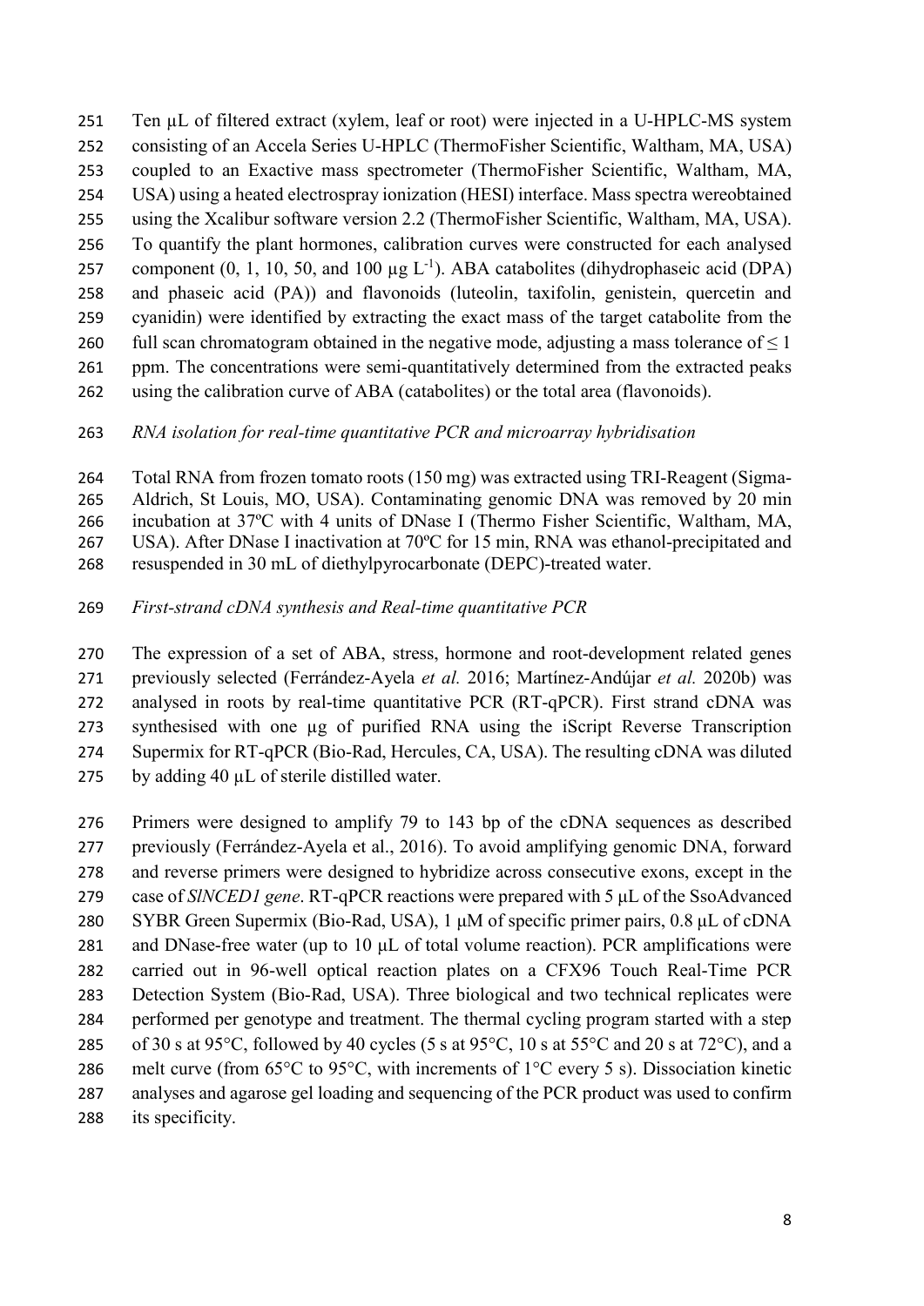Ten µL of filtered extract (xylem, leaf or root) were injected in a U-HPLC-MS system consisting of an Accela Series U-HPLC (ThermoFisher Scientific, Waltham, MA, USA) coupled to an Exactive mass spectrometer (ThermoFisher Scientific, Waltham, MA, USA) using a heated electrospray ionization (HESI) interface. Mass spectra wereobtained using the Xcalibur software version 2.2 (ThermoFisher Scientific, Waltham, MA, USA). To quantify the plant hormones, calibration curves were constructed for each analysed component (0, 1, 10, 50, and 100 µg $L^{-1}$). ABA catabolites (dihydrophaseic acid (DPA) and phaseic acid (PA)) and flavonoids (luteolin, taxifolin, genistein, quercetin and cyanidin) were identified by extracting the exact mass of the target catabolite from the full scan chromatogram obtained in the negative mode, adjusting a mass tolerance of $\leq 1$ ppm. The concentrations were semi-quantitatively determined from the extracted peaks using the calibration curve of ABA (catabolites) or the total area (flavonoids).

*RNA isolation for real-time quantitative PCR and microarray hybridisation*

Total RNA from frozen tomato roots (150 mg) was extracted using TRI-Reagent (Sigma-Aldrich, St Louis, MO, USA). Contaminating genomic DNA was removed by 20 min incubation at 37ºC with 4 units of DNase I (Thermo Fisher Scientific, Waltham, MA, USA). After DNase I inactivation at 70ºC for 15 min, RNA was ethanol-precipitated and resuspended in 30 mL of diethylpyrocarbonate (DEPC)-treated water.

*First-strand cDNA synthesis and Real-time quantitative PCR*

The expression of a set of ABA, stress, hormone and root-development related genes previously selected (Ferrández-Ayela *et al.* 2016; Martínez-Andújar *et al.* 2020b) was analysed in roots by real-time quantitative PCR (RT-qPCR). First strand cDNA was synthesised with one µg of purified RNA using the iScript Reverse Transcription Supermix for RT-qPCR (Bio-Rad, Hercules, CA, USA). The resulting cDNA was diluted by adding 40 µL of sterile distilled water.

Primers were designed to amplify 79 to 143 bp of the cDNA sequences as described previously (Ferrández-Ayela et al., 2016). To avoid amplifying genomic DNA, forward and reverse primers were designed to hybridize across consecutive exons, except in the case of *SlNCED1 gene*. RT-qPCR reactions were prepared with 5 µL of the SsoAdvanced SYBR Green Supermix (Bio-Rad, USA), 1 µM of specific primer pairs, 0.8 µL of cDNA and DNase-free water (up to 10 µL of total volume reaction). PCR amplifications were carried out in 96-well optical reaction plates on a CFX96 Touch Real-Time PCR Detection System (Bio-Rad, USA). Three biological and two technical replicates were performed per genotype and treatment. The thermal cycling program started with a step of 30 s at 95°C, followed by 40 cycles (5 s at 95°C, 10 s at 55°C and 20 s at 72°C), and a melt curve (from 65°C to 95°C, with increments of 1°C every 5 s). Dissociation kinetic analyses and agarose gel loading and sequencing of the PCR product was used to confirm its specificity.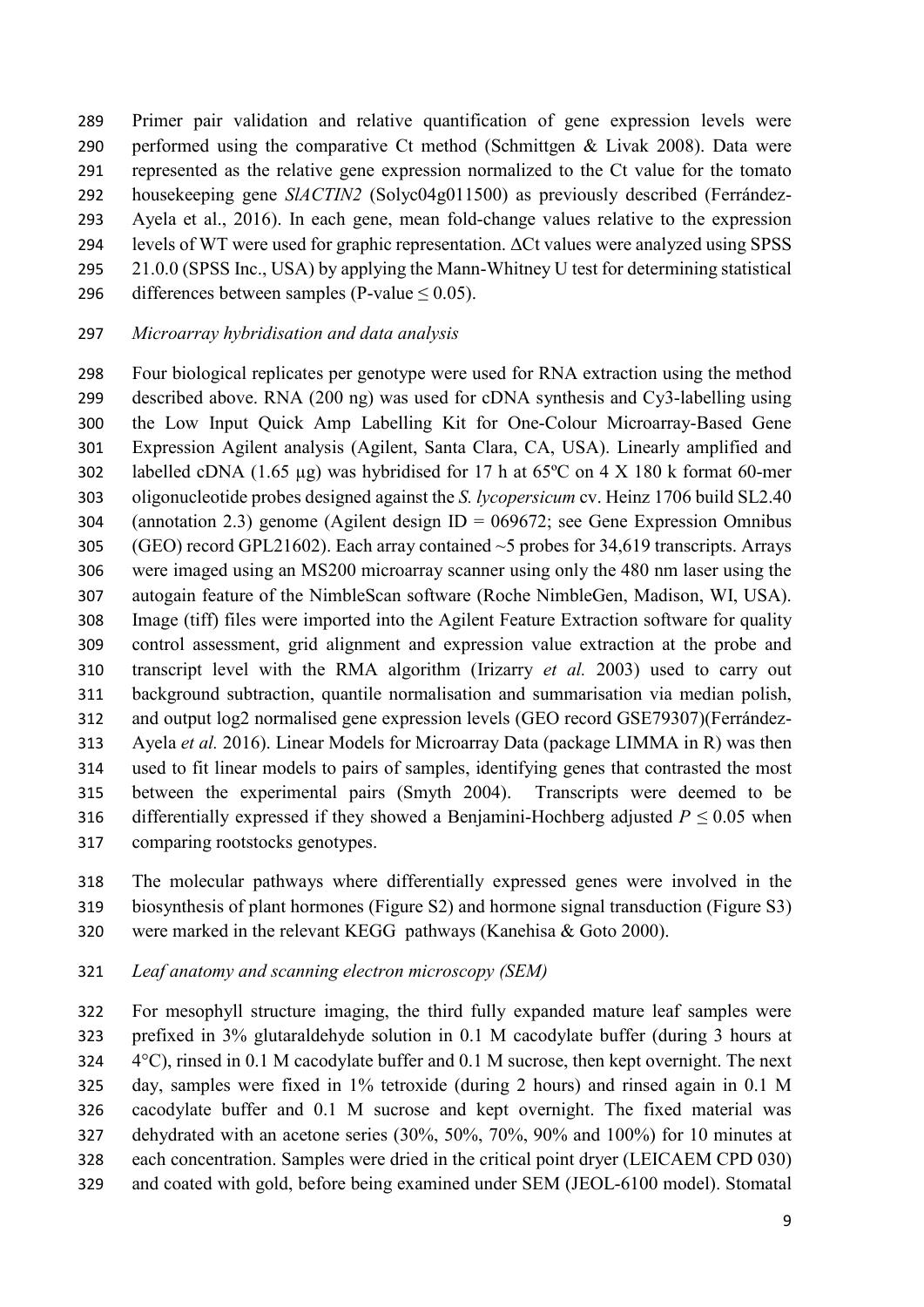Primer pair validation and relative quantification of gene expression levels were performed using the comparative Ct method (Schmittgen & Livak 2008). Data were represented as the relative gene expression normalized to the Ct value for the tomato housekeeping gene *SlACTIN2* (Solyc04g011500) as previously described (Ferrández-Ayela et al., 2016). In each gene, mean fold-change values relative to the expression levels of WT were used for graphic representation. ΔCt values were analyzed using SPSS 21.0.0 (SPSS Inc., USA) by applying the Mann-Whitney U test for determining statistical differences between samples (P-value $\leq 0.05$).

*Microarray hybridisation and data analysis*

Four biological replicates per genotype were used for RNA extraction using the method described above. RNA (200 ng) was used for cDNA synthesis and Cy3-labelling using the Low Input Quick Amp Labelling Kit for One-Colour Microarray-Based Gene Expression Agilent analysis (Agilent, Santa Clara, CA, USA). Linearly amplified and labelled cDNA (1.65 µg) was hybridised for 17 h at 65ºC on 4 X 180 k format 60-mer oligonucleotide probes designed against the *S. lycopersicum* cv. Heinz 1706 build SL2.40 (annotation 2.3) genome (Agilent design ID = 069672; see Gene Expression Omnibus (GEO) record GPL21602). Each array contained ~5 probes for 34,619 transcripts. Arrays were imaged using an MS200 microarray scanner using only the 480 nm laser using the autogain feature of the NimbleScan software (Roche NimbleGen, Madison, WI, USA). Image (tiff) files were imported into the Agilent Feature Extraction software for quality control assessment, grid alignment and expression value extraction at the probe and transcript level with the RMA algorithm (Irizarry *et al.* 2003) used to carry out background subtraction, quantile normalisation and summarisation via median polish, and output log2 normalised gene expression levels (GEO record GSE79307)(Ferrández-Ayela *et al.* 2016). Linear Models for Microarray Data (package LIMMA in R) was then used to fit linear models to pairs of samples, identifying genes that contrasted the most between the experimental pairs (Smyth 2004). Transcripts were deemed to be differentially expressed if they showed a Benjamini-Hochberg adjusted $P \leq 0.05$ when comparing rootstocks genotypes.

The molecular pathways where differentially expressed genes were involved in the biosynthesis of plant hormones (Figure S2) and hormone signal transduction (Figure S3) were marked in the relevant KEGG pathways (Kanehisa & Goto 2000).

*Leaf anatomy and scanning electron microscopy (SEM)*

For mesophyll structure imaging, the third fully expanded mature leaf samples were prefixed in 3% glutaraldehyde solution in 0.1 M cacodylate buffer (during 3 hours at 4°C), rinsed in 0.1 M cacodylate buffer and 0.1 M sucrose, then kept overnight. The next day, samples were fixed in 1% tetroxide (during 2 hours) and rinsed again in 0.1 M cacodylate buffer and 0.1 M sucrose and kept overnight. The fixed material was dehydrated with an acetone series (30%, 50%, 70%, 90% and 100%) for 10 minutes at each concentration. Samples were dried in the critical point dryer (LEICAEM CPD 030) and coated with gold, before being examined under SEM (JEOL-6100 model). Stomatal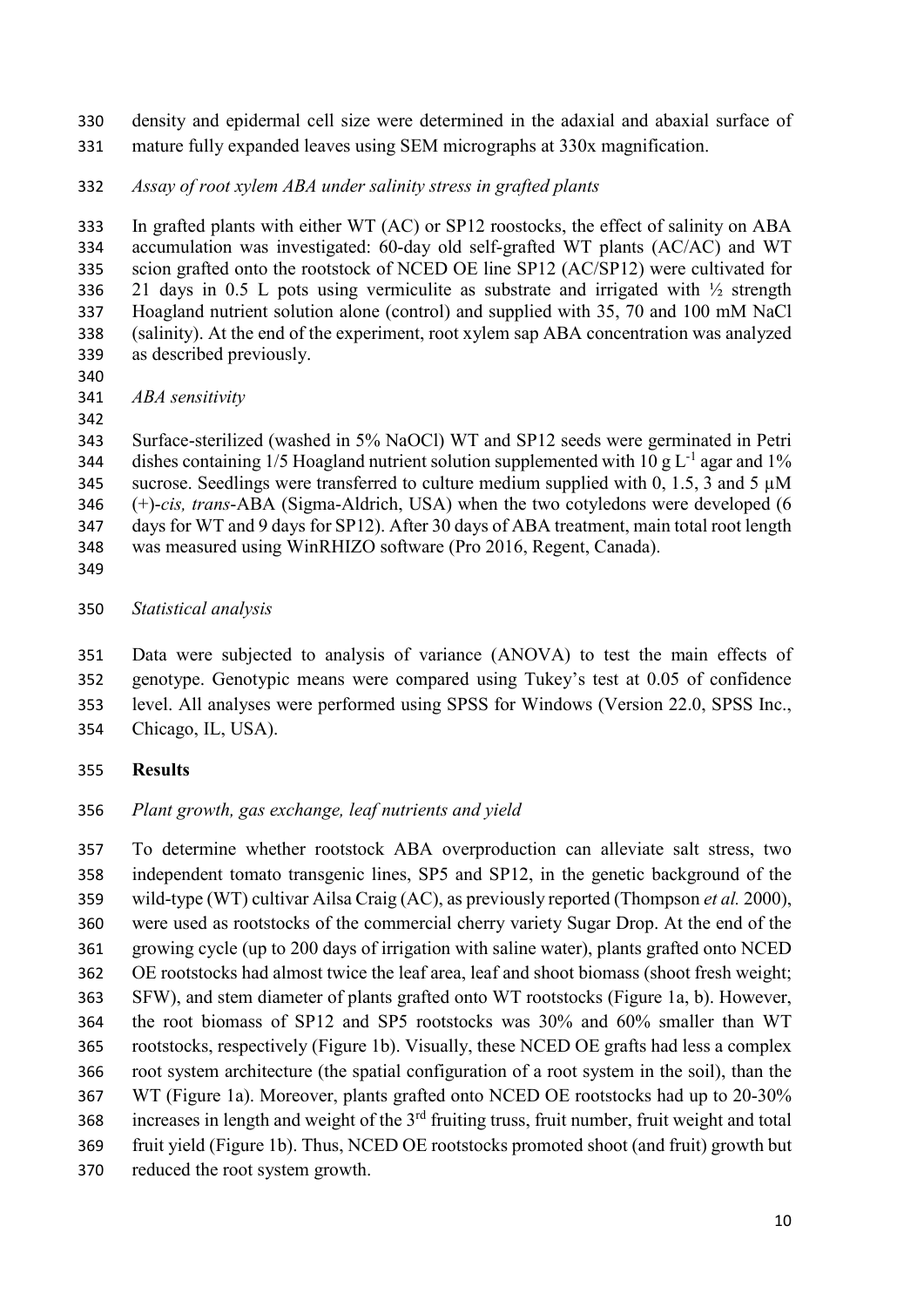density and epidermal cell size were determined in the adaxial and abaxial surface of mature fully expanded leaves using SEM micrographs at 330x magnification.

*Assay of root xylem ABA under salinity stress in grafted plants*

In grafted plants with either WT (AC) or SP12 roostocks, the effect of salinity on ABA accumulation was investigated: 60-day old self-grafted WT plants (AC/AC) and WT scion grafted onto the rootstock of NCED OE line SP12 (AC/SP12) were cultivated for 21 days in 0.5 L pots using vermiculite as substrate and irrigated with ½ strength Hoagland nutrient solution alone (control) and supplied with 35, 70 and 100 mM NaCl (salinity). At the end of the experiment, root xylem sap ABA concentration was analyzed as described previously.

*ABA sensitivity*

Surface-sterilized (washed in 5% NaOCl) WT and SP12 seeds were germinated in Petri dishes containing 1/5 Hoagland nutrient solution supplemented with 10 g $L^{-1}$ agar and 1% sucrose. Seedlings were transferred to culture medium supplied with 0, 1.5, 3 and 5 μM (+)-*cis, trans*-ABA (Sigma-Aldrich, USA) when the two cotyledons were developed (6 days for WT and 9 days for SP12). After 30 days of ABA treatment, main total root length was measured using WinRHIZO software (Pro 2016, Regent, Canada).

*Statistical analysis*

Data were subjected to analysis of variance (ANOVA) to test the main effects of genotype. Genotypic means were compared using Tukey's test at 0.05 of confidence level. All analyses were performed using SPSS for Windows (Version 22.0, SPSS Inc., Chicago, IL, USA).

## Results

*Plant growth, gas exchange, leaf nutrients and yield*

To determine whether rootstock ABA overproduction can alleviate salt stress, two independent tomato transgenic lines, SP5 and SP12, in the genetic background of the wild-type (WT) cultivar Ailsa Craig (AC), as previously reported (Thompson *et al.* 2000), were used as rootstocks of the commercial cherry variety Sugar Drop. At the end of the growing cycle (up to 200 days of irrigation with saline water), plants grafted onto NCED OE rootstocks had almost twice the leaf area, leaf and shoot biomass (shoot fresh weight; SFW), and stem diameter of plants grafted onto WT rootstocks (Figure 1a, b). However, the root biomass of SP12 and SP5 rootstocks was 30% and 60% smaller than WT rootstocks, respectively (Figure 1b). Visually, these NCED OE grafts had less a complex root system architecture (the spatial configuration of a root system in the soil), than the WT (Figure 1a). Moreover, plants grafted onto NCED OE rootstocks had up to 20-30% increases in length and weight of the 3rd fruiting truss, fruit number, fruit weight and total fruit yield (Figure 1b). Thus, NCED OE rootstocks promoted shoot (and fruit) growth but reduced the root system growth.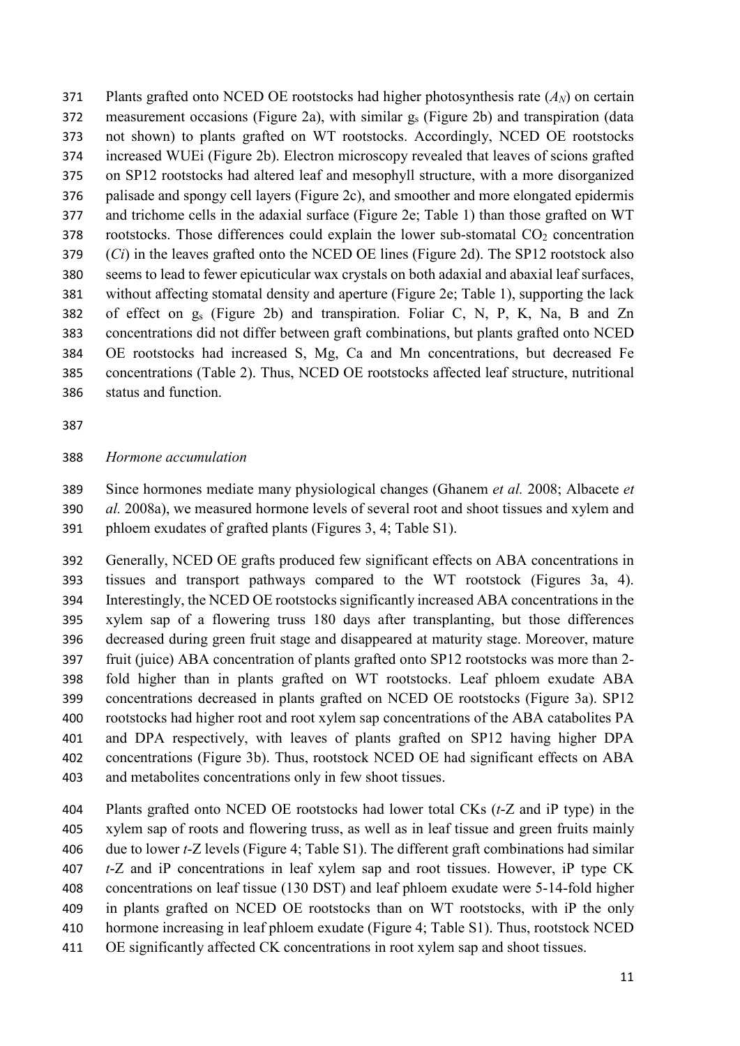Plants grafted onto NCED OE rootstocks had higher photosynthesis rate ($A_N$) on certain measurement occasions (Figure 2a), with similar $g_s$ (Figure 2b) and transpiration (data not shown) to plants grafted on WT rootstocks. Accordingly, NCED OE rootstocks increased WUEi (Figure 2b). Electron microscopy revealed that leaves of scions grafted on SP12 rootstocks had altered leaf and mesophyll structure, with a more disorganized palisade and spongy cell layers (Figure 2c), and smoother and more elongated epidermis and trichome cells in the adaxial surface (Figure 2e; Table 1) than those grafted on WT rootstocks. Those differences could explain the lower sub-stomatal $CO_2$ concentration (*Ci*) in the leaves grafted onto the NCED OE lines (Figure 2d). The SP12 rootstock also seems to lead to fewer epicuticular wax crystals on both adaxial and abaxial leaf surfaces, without affecting stomatal density and aperture (Figure 2e; Table 1), supporting the lack of effect on $g_s$ (Figure 2b) and transpiration. Foliar C, N, P, K, Na, B and Zn concentrations did not differ between graft combinations, but plants grafted onto NCED OE rootstocks had increased S, Mg, Ca and Mn concentrations, but decreased Fe concentrations (Table 2). Thus, NCED OE rootstocks affected leaf structure, nutritional status and function.

*Hormone accumulation*

Since hormones mediate many physiological changes (Ghanem *et al.* 2008; Albacete *et al.* 2008a), we measured hormone levels of several root and shoot tissues and xylem and phloem exudates of grafted plants (Figures 3, 4; Table S1).

Generally, NCED OE grafts produced few significant effects on ABA concentrations in tissues and transport pathways compared to the WT rootstock (Figures 3a, 4). Interestingly, the NCED OE rootstocks significantly increased ABA concentrations in the xylem sap of a flowering truss 180 days after transplanting, but those differences decreased during green fruit stage and disappeared at maturity stage. Moreover, mature fruit (juice) ABA concentration of plants grafted onto SP12 rootstocks was more than 2-fold higher than in plants grafted on WT rootstocks. Leaf phloem exudate ABA concentrations decreased in plants grafted on NCED OE rootstocks (Figure 3a). SP12 rootstocks had higher root and root xylem sap concentrations of the ABA catabolites PA and DPA respectively, with leaves of plants grafted on SP12 having higher DPA concentrations (Figure 3b). Thus, rootstock NCED OE had significant effects on ABA and metabolites concentrations only in few shoot tissues.

Plants grafted onto NCED OE rootstocks had lower total CKs (*t*-Z and iP type) in the xylem sap of roots and flowering truss, as well as in leaf tissue and green fruits mainly due to lower *t*-Z levels (Figure 4; Table S1). The different graft combinations had similar *t*-Z and iP concentrations in leaf xylem sap and root tissues. However, iP type CK concentrations on leaf tissue (130 DST) and leaf phloem exudate were 5-14-fold higher in plants grafted on NCED OE rootstocks than on WT rootstocks, with iP the only hormone increasing in leaf phloem exudate (Figure 4; Table S1). Thus, rootstock NCED OE significantly affected CK concentrations in root xylem sap and shoot tissues.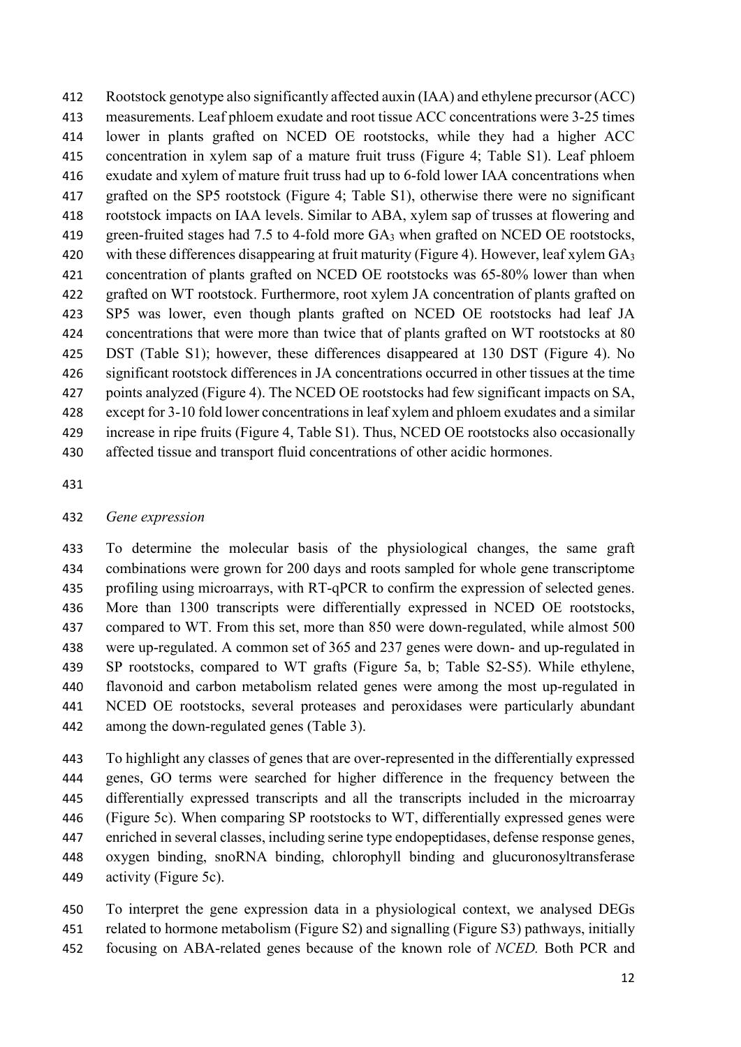Rootstock genotype also significantly affected auxin (IAA) and ethylene precursor (ACC) measurements. Leaf phloem exudate and root tissue ACC concentrations were 3-25 times lower in plants grafted on NCED OE rootstocks, while they had a higher ACC concentration in xylem sap of a mature fruit truss (Figure 4; Table S1). Leaf phloem exudate and xylem of mature fruit truss had up to 6-fold lower IAA concentrations when grafted on the SP5 rootstock (Figure 4; Table S1), otherwise there were no significant rootstock impacts on IAA levels. Similar to ABA, xylem sap of trusses at flowering and green-fruited stages had 7.5 to 4-fold more $GA_3$ when grafted on NCED OE rootstocks, with these differences disappearing at fruit maturity (Figure 4). However, leaf xylem $GA_3$ concentration of plants grafted on NCED OE rootstocks was 65-80% lower than when grafted on WT rootstock. Furthermore, root xylem JA concentration of plants grafted on SP5 was lower, even though plants grafted on NCED OE rootstocks had leaf JA concentrations that were more than twice that of plants grafted on WT rootstocks at 80 DST (Table S1); however, these differences disappeared at 130 DST (Figure 4). No significant rootstock differences in JA concentrations occurred in other tissues at the time points analyzed (Figure 4). The NCED OE rootstocks had few significant impacts on SA, except for 3-10 fold lower concentrations in leaf xylem and phloem exudates and a similar increase in ripe fruits (Figure 4, Table S1). Thus, NCED OE rootstocks also occasionally affected tissue and transport fluid concentrations of other acidic hormones.

*Gene expression*

To determine the molecular basis of the physiological changes, the same graft combinations were grown for 200 days and roots sampled for whole gene transcriptome profiling using microarrays, with RT-qPCR to confirm the expression of selected genes. More than 1300 transcripts were differentially expressed in NCED OE rootstocks, compared to WT. From this set, more than 850 were down-regulated, while almost 500 were up-regulated. A common set of 365 and 237 genes were down- and up-regulated in SP rootstocks, compared to WT grafts (Figure 5a, b; Table S2-S5). While ethylene, flavonoid and carbon metabolism related genes were among the most up-regulated in NCED OE rootstocks, several proteases and peroxidases were particularly abundant among the down-regulated genes (Table 3).

To highlight any classes of genes that are over-represented in the differentially expressed genes, GO terms were searched for higher difference in the frequency between the differentially expressed transcripts and all the transcripts included in the microarray (Figure 5c). When comparing SP rootstocks to WT, differentially expressed genes were enriched in several classes, including serine type endopeptidases, defense response genes, oxygen binding, snoRNA binding, chlorophyll binding and glucuronosyltransferase activity (Figure 5c).

To interpret the gene expression data in a physiological context, we analysed DEGs related to hormone metabolism (Figure S2) and signalling (Figure S3) pathways, initially focusing on ABA-related genes because of the known role of *NCED.* Both PCR and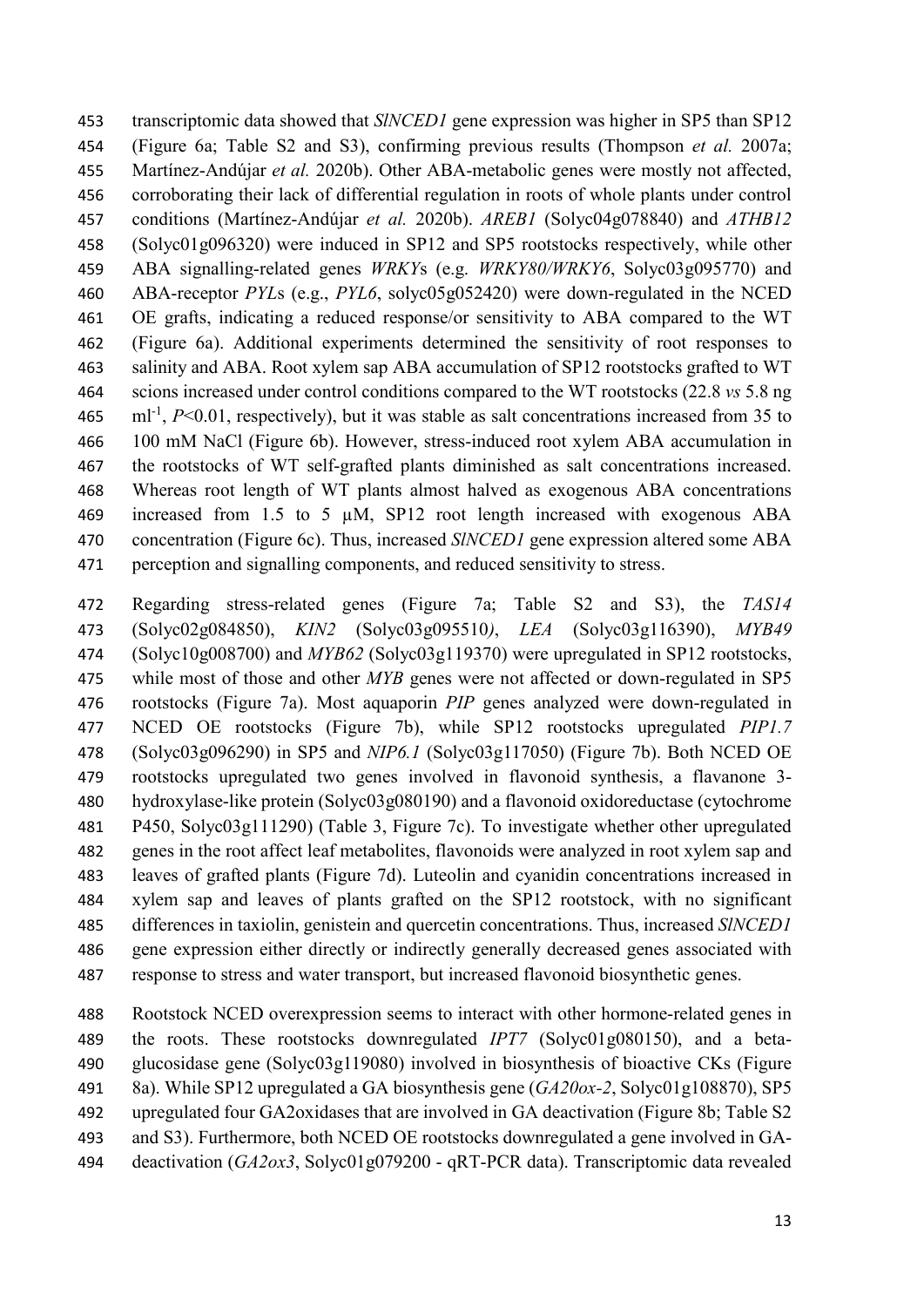transcriptomic data showed that *SlNCED1* gene expression was higher in SP5 than SP12 (Figure 6a; Table S2 and S3), confirming previous results (Thompson *et al.* 2007a; Martínez-Andújar *et al.* 2020b). Other ABA-metabolic genes were mostly not affected, corroborating their lack of differential regulation in roots of whole plants under control conditions (Martínez-Andújar *et al.* 2020b). *AREB1* (Solyc04g078840) and *ATHB12* (Solyc01g096320) were induced in SP12 and SP5 rootstocks respectively, while other ABA signalling-related genes *WRKY*s (e.g. *WRKY80/WRKY6*, Solyc03g095770) and ABA-receptor *PYL*s (e.g., *PYL6*, solyc05g052420) were down-regulated in the NCED OE grafts, indicating a reduced response/or sensitivity to ABA compared to the WT (Figure 6a). Additional experiments determined the sensitivity of root responses to salinity and ABA. Root xylem sap ABA accumulation of SP12 rootstocks grafted to WT scions increased under control conditions compared to the WT rootstocks (22.8 *vs* 5.8 ng ml$^{-1}$, $P<0.01$, respectively), but it was stable as salt concentrations increased from 35 to 100 mM NaCl (Figure 6b). However, stress-induced root xylem ABA accumulation in the rootstocks of WT self-grafted plants diminished as salt concentrations increased. Whereas root length of WT plants almost halved as exogenous ABA concentrations increased from 1.5 to 5 µM, SP12 root length increased with exogenous ABA concentration (Figure 6c). Thus, increased *SlNCED1* gene expression altered some ABA perception and signalling components, and reduced sensitivity to stress.

Regarding stress-related genes (Figure 7a; Table S2 and S3), the *TAS14* (Solyc02g084850), *KIN2* (Solyc03g095510*)*, *LEA* (Solyc03g116390), *MYB49* (Solyc10g008700) and *MYB62* (Solyc03g119370) were upregulated in SP12 rootstocks, while most of those and other *MYB* genes were not affected or down-regulated in SP5 rootstocks (Figure 7a). Most aquaporin *PIP* genes analyzed were down-regulated in NCED OE rootstocks (Figure 7b), while SP12 rootstocks upregulated *PIP1.7* (Solyc03g096290) in SP5 and *NIP6.1* (Solyc03g117050) (Figure 7b). Both NCED OE rootstocks upregulated two genes involved in flavonoid synthesis, a flavanone 3-hydroxylase-like protein (Solyc03g080190) and a flavonoid oxidoreductase (cytochrome P450, Solyc03g111290) (Table 3, Figure 7c). To investigate whether other upregulated genes in the root affect leaf metabolites, flavonoids were analyzed in root xylem sap and leaves of grafted plants (Figure 7d). Luteolin and cyanidin concentrations increased in xylem sap and leaves of plants grafted on the SP12 rootstock, with no significant differences in taxiolin, genistein and quercetin concentrations. Thus, increased *SlNCED1* gene expression either directly or indirectly generally decreased genes associated with response to stress and water transport, but increased flavonoid biosynthetic genes.

Rootstock NCED overexpression seems to interact with other hormone-related genes in the roots. These rootstocks downregulated *IPT7* (Solyc01g080150), and a beta-glucosidase gene (Solyc03g119080) involved in biosynthesis of bioactive CKs (Figure 8a). While SP12 upregulated a GA biosynthesis gene (*GA20ox-2*, Solyc01g108870), SP5 upregulated four GA2oxidases that are involved in GA deactivation (Figure 8b; Table S2 and S3). Furthermore, both NCED OE rootstocks downregulated a gene involved in GA-deactivation (*GA2ox3*, Solyc01g079200 - qRT-PCR data). Transcriptomic data revealed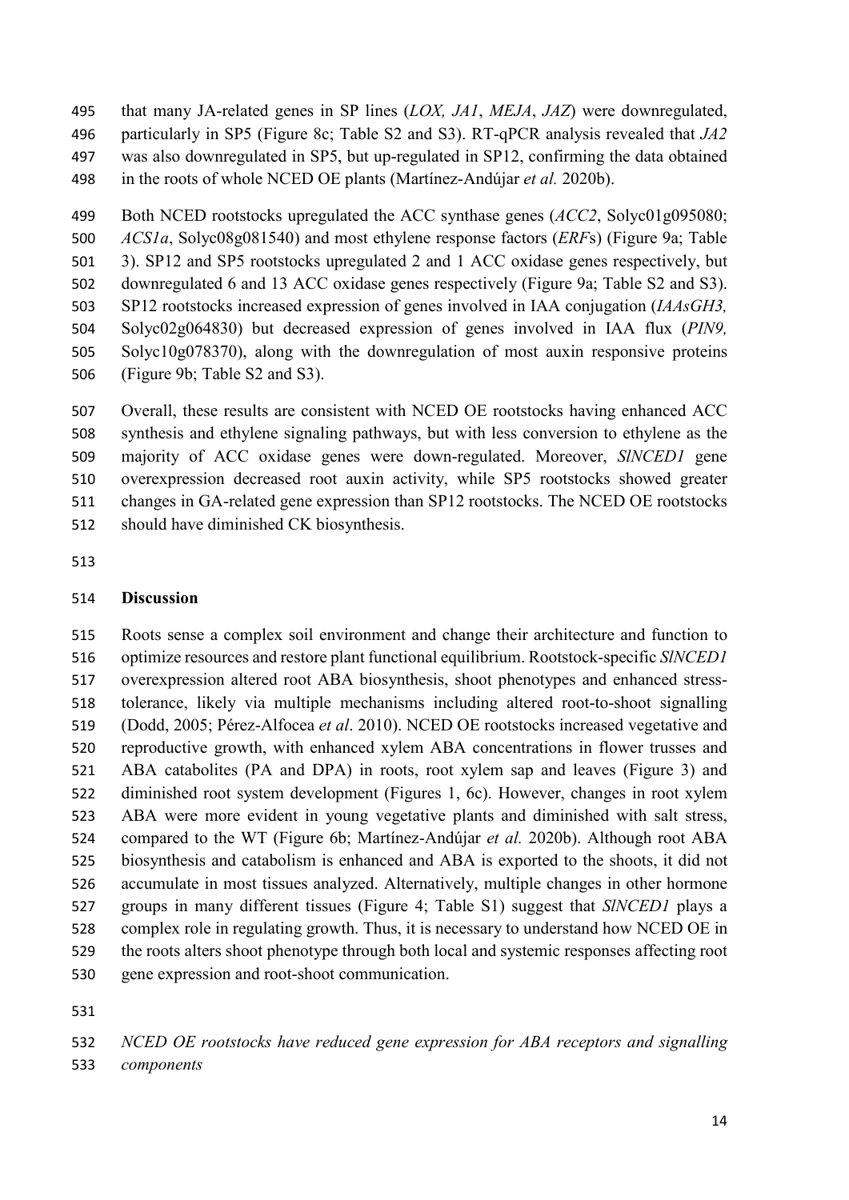that many JA-related genes in SP lines (*LOX, JA1*, *MEJA*, *JAZ*) were downregulated, particularly in SP5 (Figure 8c; Table S2 and S3). RT-qPCR analysis revealed that *JA2* was also downregulated in SP5, but up-regulated in SP12, confirming the data obtained in the roots of whole NCED OE plants (Martínez-Andújar *et al.* 2020b).

Both NCED rootstocks upregulated the ACC synthase genes (*ACC2*, Solyc01g095080; *ACS1a*, Solyc08g081540) and most ethylene response factors (*ERF*s) (Figure 9a; Table 3). SP12 and SP5 rootstocks upregulated 2 and 1 ACC oxidase genes respectively, but downregulated 6 and 13 ACC oxidase genes respectively (Figure 9a; Table S2 and S3). SP12 rootstocks increased expression of genes involved in IAA conjugation (*IAAsGH3,* Solyc02g064830) but decreased expression of genes involved in IAA flux (*PIN9,* Solyc10g078370), along with the downregulation of most auxin responsive proteins (Figure 9b; Table S2 and S3).

Overall, these results are consistent with NCED OE rootstocks having enhanced ACC synthesis and ethylene signaling pathways, but with less conversion to ethylene as the majority of ACC oxidase genes were down-regulated. Moreover, *SlNCED1* gene overexpression decreased root auxin activity, while SP5 rootstocks showed greater changes in GA-related gene expression than SP12 rootstocks. The NCED OE rootstocks should have diminished CK biosynthesis.

## Discussion

Roots sense a complex soil environment and change their architecture and function to optimize resources and restore plant functional equilibrium. Rootstock-specific *SlNCED1* overexpression altered root ABA biosynthesis, shoot phenotypes and enhanced stress-tolerance, likely via multiple mechanisms including altered root-to-shoot signalling (Dodd, 2005; Pérez-Alfocea *et al*. 2010). NCED OE rootstocks increased vegetative and reproductive growth, with enhanced xylem ABA concentrations in flower trusses and ABA catabolites (PA and DPA) in roots, root xylem sap and leaves (Figure 3) and diminished root system development (Figures 1, 6c). However, changes in root xylem ABA were more evident in young vegetative plants and diminished with salt stress, compared to the WT (Figure 6b; Martínez-Andújar *et al.* 2020b). Although root ABA biosynthesis and catabolism is enhanced and ABA is exported to the shoots, it did not accumulate in most tissues analyzed. Alternatively, multiple changes in other hormone groups in many different tissues (Figure 4; Table S1) suggest that *SlNCED1* plays a complex role in regulating growth. Thus, it is necessary to understand how NCED OE in the roots alters shoot phenotype through both local and systemic responses affecting root gene expression and root-shoot communication.

*NCED OE rootstocks have reduced gene expression for ABA receptors and signalling components*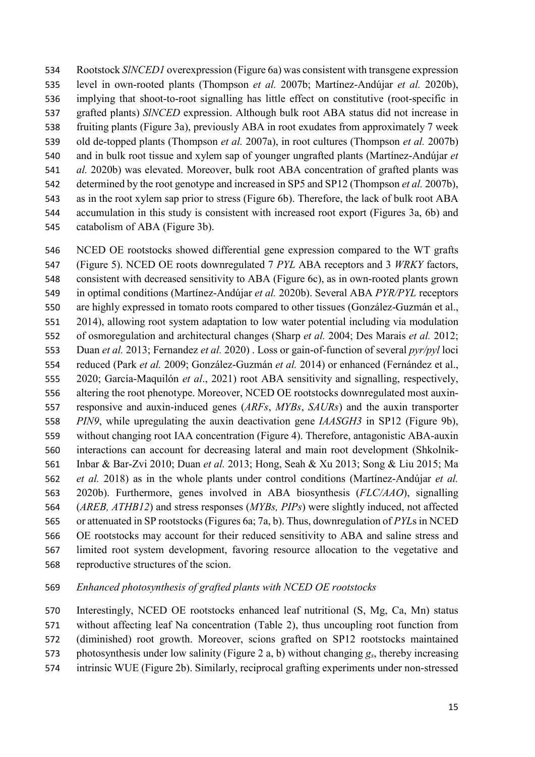Rootstock *SlNCED1* overexpression (Figure 6a) was consistent with transgene expression level in own-rooted plants (Thompson *et al.* 2007b; Martínez-Andújar *et al.* 2020b), implying that shoot-to-root signalling has little effect on constitutive (root-specific in grafted plants) *SlNCED* expression. Although bulk root ABA status did not increase in fruiting plants (Figure 3a), previously ABA in root exudates from approximately 7 week old de-topped plants (Thompson *et al.* 2007a), in root cultures (Thompson *et al.* 2007b) and in bulk root tissue and xylem sap of younger ungrafted plants (Martínez-Andújar *et al.* 2020b) was elevated. Moreover, bulk root ABA concentration of grafted plants was determined by the root genotype and increased in SP5 and SP12 (Thompson *et al.* 2007b), as in the root xylem sap prior to stress (Figure 6b). Therefore, the lack of bulk root ABA accumulation in this study is consistent with increased root export (Figures 3a, 6b) and catabolism of ABA (Figure 3b).

NCED OE rootstocks showed differential gene expression compared to the WT grafts (Figure 5). NCED OE roots downregulated 7 *PYL* ABA receptors and 3 *WRKY* factors, consistent with decreased sensitivity to ABA (Figure 6c), as in own-rooted plants grown in optimal conditions (Martínez-Andújar *et al.* 2020b). Several ABA *PYR/PYL* receptors are highly expressed in tomato roots compared to other tissues (González-Guzmán et al., 2014), allowing root system adaptation to low water potential including via modulation of osmoregulation and architectural changes (Sharp *et al.* 2004; Des Marais *et al.* 2012; Duan *et al.* 2013; Fernandez *et al.* 2020) . Loss or gain-of-function of several *pyr/pyl* loci reduced (Park *et al.* 2009; González-Guzmán *et al.* 2014) or enhanced (Fernández et al., 2020; García-Maquilón *et al*., 2021) root ABA sensitivity and signalling, respectively, altering the root phenotype. Moreover, NCED OE rootstocks downregulated most auxin-responsive and auxin-induced genes (*ARFs*, *MYBs*, *SAURs*) and the auxin transporter *PIN9*, while upregulating the auxin deactivation gene *IAASGH3* in SP12 (Figure 9b), without changing root IAA concentration (Figure 4). Therefore, antagonistic ABA-auxin interactions can account for decreasing lateral and main root development (Shkolnik-Inbar & Bar-Zvi 2010; Duan *et al.* 2013; Hong, Seah & Xu 2013; Song & Liu 2015; Ma *et al.* 2018) as in the whole plants under control conditions (Martínez-Andújar *et al.* 2020b). Furthermore, genes involved in ABA biosynthesis (*FLC/AAO*), signalling (*AREB, ATHB12*) and stress responses (*MYBs, PIPs*) were slightly induced, not affected or attenuated in SP rootstocks (Figures 6a; 7a, b). Thus, downregulation of *PYL*s in NCED OE rootstocks may account for their reduced sensitivity to ABA and saline stress and limited root system development, favoring resource allocation to the vegetative and reproductive structures of the scion.

*Enhanced photosynthesis of grafted plants with NCED OE rootstocks*

Interestingly, NCED OE rootstocks enhanced leaf nutritional (S, Mg, Ca, Mn) status without affecting leaf Na concentration (Table 2), thus uncoupling root function from (diminished) root growth. Moreover, scions grafted on SP12 rootstocks maintained photosynthesis under low salinity (Figure 2 a, b) without changing $g_s$, thereby increasing intrinsic WUE (Figure 2b). Similarly, reciprocal grafting experiments under non-stressed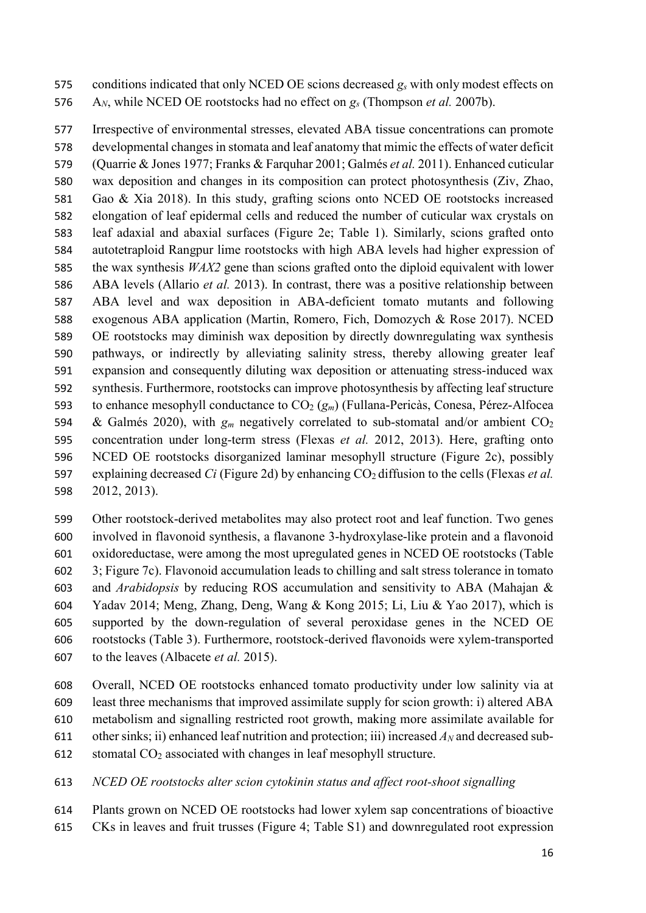conditions indicated that only NCED OE scions decreased $g_s$ with only modest effects on $A_N$, while NCED OE rootstocks had no effect on $g_s$ (Thompson *et al.* 2007b).

Irrespective of environmental stresses, elevated ABA tissue concentrations can promote developmental changes in stomata and leaf anatomy that mimic the effects of water deficit (Quarrie & Jones 1977; Franks & Farquhar 2001; Galmés *et al.* 2011). Enhanced cuticular wax deposition and changes in its composition can protect photosynthesis (Ziv, Zhao, Gao & Xia 2018). In this study, grafting scions onto NCED OE rootstocks increased elongation of leaf epidermal cells and reduced the number of cuticular wax crystals on leaf adaxial and abaxial surfaces (Figure 2e; Table 1). Similarly, scions grafted onto autotetraploid Rangpur lime rootstocks with high ABA levels had higher expression of the wax synthesis *WAX2* gene than scions grafted onto the diploid equivalent with lower ABA levels (Allario *et al.* 2013). In contrast, there was a positive relationship between ABA level and wax deposition in ABA-deficient tomato mutants and following exogenous ABA application (Martin, Romero, Fich, Domozych & Rose 2017). NCED OE rootstocks may diminish wax deposition by directly downregulating wax synthesis pathways, or indirectly by alleviating salinity stress, thereby allowing greater leaf expansion and consequently diluting wax deposition or attenuating stress-induced wax synthesis. Furthermore, rootstocks can improve photosynthesis by affecting leaf structure to enhance mesophyll conductance to $CO_2$ ($g_m$) (Fullana-Pericàs, Conesa, Pérez-Alfocea & Galmés 2020), with $g_m$ negatively correlated to sub-stomatal and/or ambient $CO_2$ concentration under long-term stress (Flexas *et al.* 2012, 2013). Here, grafting onto NCED OE rootstocks disorganized laminar mesophyll structure (Figure 2c), possibly explaining decreased $Ci$ (Figure 2d) by enhancing $CO_2$ diffusion to the cells (Flexas *et al.* 2012, 2013).

Other rootstock-derived metabolites may also protect root and leaf function. Two genes involved in flavonoid synthesis, a flavanone 3-hydroxylase-like protein and a flavonoid oxidoreductase, were among the most upregulated genes in NCED OE rootstocks (Table 3; Figure 7c). Flavonoid accumulation leads to chilling and salt stress tolerance in tomato and *Arabidopsis* by reducing ROS accumulation and sensitivity to ABA (Mahajan & Yadav 2014; Meng, Zhang, Deng, Wang & Kong 2015; Li, Liu & Yao 2017), which is supported by the down-regulation of several peroxidase genes in the NCED OE rootstocks (Table 3). Furthermore, rootstock-derived flavonoids were xylem-transported to the leaves (Albacete *et al.* 2015).

Overall, NCED OE rootstocks enhanced tomato productivity under low salinity via at least three mechanisms that improved assimilate supply for scion growth: i) altered ABA metabolism and signalling restricted root growth, making more assimilate available for other sinks; ii) enhanced leaf nutrition and protection; iii) increased $A_N$ and decreased sub-stomatal $CO_2$ associated with changes in leaf mesophyll structure.

*NCED OE rootstocks alter scion cytokinin status and affect root-shoot signalling*

Plants grown on NCED OE rootstocks had lower xylem sap concentrations of bioactive CKs in leaves and fruit trusses (Figure 4; Table S1) and downregulated root expression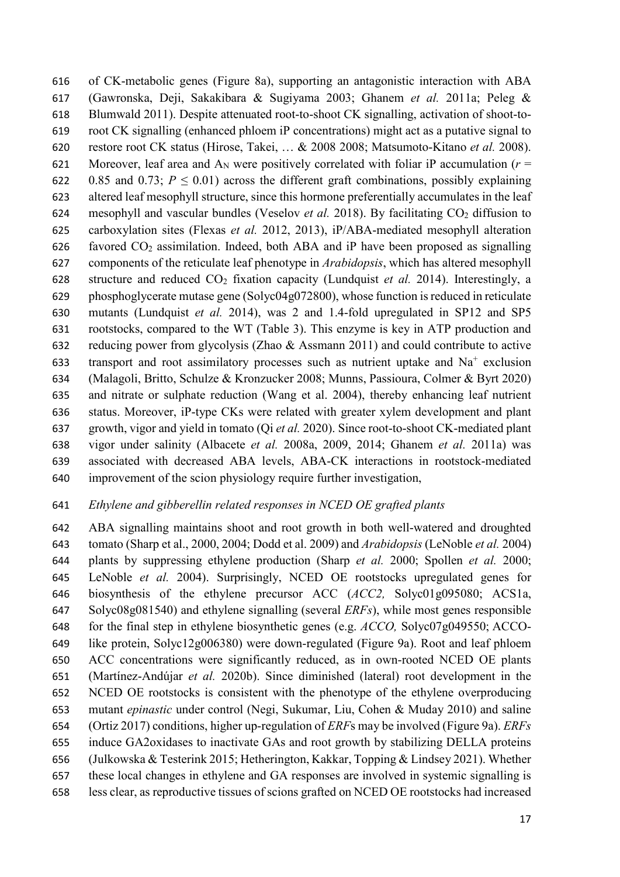of CK-metabolic genes (Figure 8a), supporting an antagonistic interaction with ABA (Gawronska, Deji, Sakakibara & Sugiyama 2003; Ghanem *et al.* 2011a; Peleg & Blumwald 2011). Despite attenuated root-to-shoot CK signalling, activation of shoot-to-root CK signalling (enhanced phloem iP concentrations) might act as a putative signal to restore root CK status (Hirose, Takei, … & 2008 2008; Matsumoto-Kitano *et al.* 2008). Moreover, leaf area and $A_N$ were positively correlated with foliar iP accumulation ($r$ = 0.85 and 0.73; $P \leq 0.01$) across the different graft combinations, possibly explaining altered leaf mesophyll structure, since this hormone preferentially accumulates in the leaf mesophyll and vascular bundles (Veselov *et al.* 2018). By facilitating $CO_2$ diffusion to carboxylation sites (Flexas *et al.* 2012, 2013), iP/ABA-mediated mesophyll alteration favored $CO_2$ assimilation. Indeed, both ABA and iP have been proposed as signalling components of the reticulate leaf phenotype in *Arabidopsis*, which has altered mesophyll structure and reduced $CO_2$ fixation capacity (Lundquist *et al.* 2014). Interestingly, a phosphoglycerate mutase gene (Solyc04g072800), whose function is reduced in reticulate mutants (Lundquist *et al.* 2014), was 2 and 1.4-fold upregulated in SP12 and SP5 rootstocks, compared to the WT (Table 3). This enzyme is key in ATP production and reducing power from glycolysis (Zhao & Assmann 2011) and could contribute to active transport and root assimilatory processes such as nutrient uptake and $Na^+$ exclusion (Malagoli, Britto, Schulze & Kronzucker 2008; Munns, Passioura, Colmer & Byrt 2020) and nitrate or sulphate reduction (Wang et al. 2004), thereby enhancing leaf nutrient status. Moreover, iP-type CKs were related with greater xylem development and plant growth, vigor and yield in tomato (Qi *et al.* 2020). Since root-to-shoot CK-mediated plant vigor under salinity (Albacete *et al.* 2008a, 2009, 2014; Ghanem *et al.* 2011a) was associated with decreased ABA levels, ABA-CK interactions in rootstock-mediated improvement of the scion physiology require further investigation,

*Ethylene and gibberellin related responses in NCED OE grafted plants*

ABA signalling maintains shoot and root growth in both well-watered and droughted tomato (Sharp et al., 2000, 2004; Dodd et al. 2009) and *Arabidopsis* (LeNoble *et al.* 2004) plants by suppressing ethylene production (Sharp *et al.* 2000; Spollen *et al.* 2000; LeNoble *et al.* 2004). Surprisingly, NCED OE rootstocks upregulated genes for biosynthesis of the ethylene precursor ACC (*ACC2,* Solyc01g095080; ACS1a, Solyc08g081540) and ethylene signalling (several *ERFs*), while most genes responsible for the final step in ethylene biosynthetic genes (e.g. *ACCO,* Solyc07g049550; ACCO-like protein, Solyc12g006380) were down-regulated (Figure 9a). Root and leaf phloem ACC concentrations were significantly reduced, as in own-rooted NCED OE plants (Martínez-Andújar *et al.* 2020b). Since diminished (lateral) root development in the NCED OE rootstocks is consistent with the phenotype of the ethylene overproducing mutant *epinastic* under control (Negi, Sukumar, Liu, Cohen & Muday 2010) and saline (Ortiz 2017) conditions, higher up-regulation of *ERF*s may be involved (Figure 9a). *ERFs* induce GA2oxidases to inactivate GAs and root growth by stabilizing DELLA proteins (Julkowska & Testerink 2015; Hetherington, Kakkar, Topping & Lindsey 2021). Whether these local changes in ethylene and GA responses are involved in systemic signalling is less clear, as reproductive tissues of scions grafted on NCED OE rootstocks had increased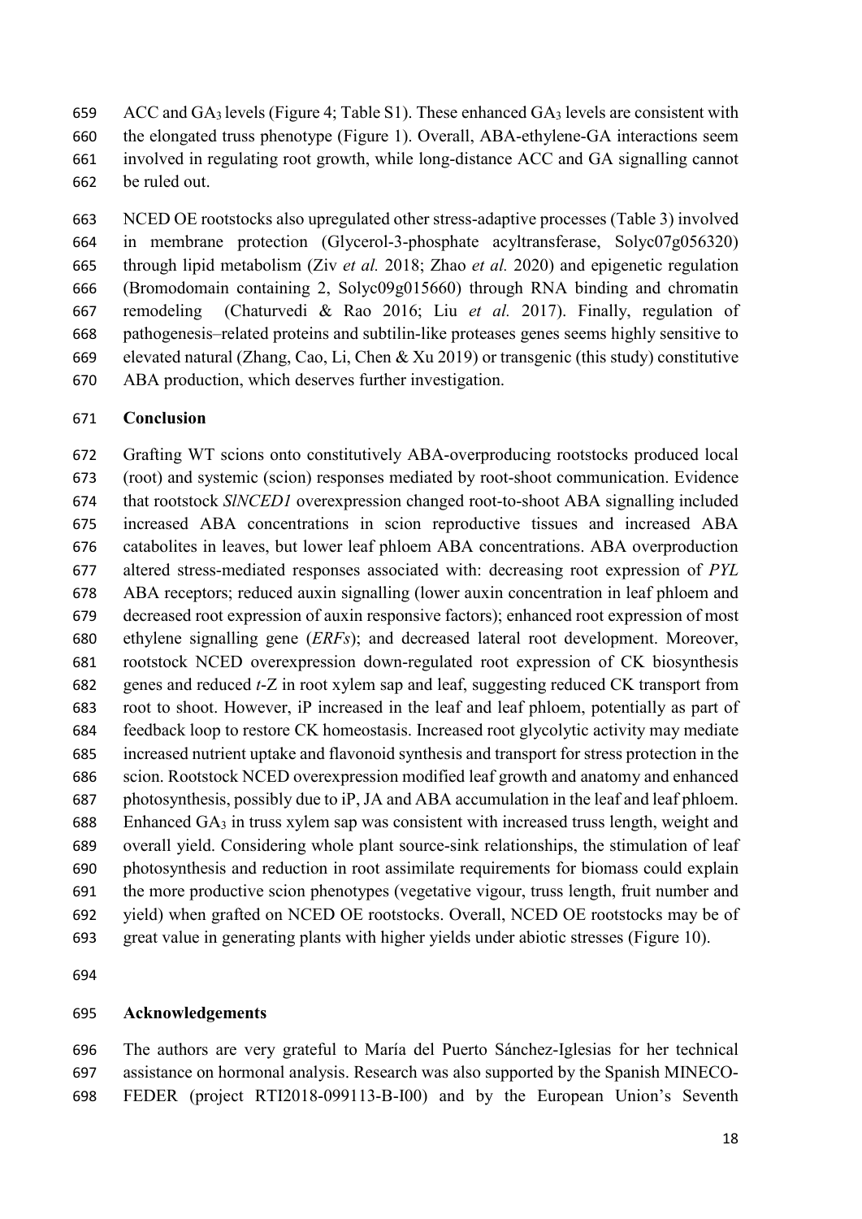ACC and $GA_3$ levels (Figure 4; Table S1). These enhanced $GA_3$ levels are consistent with the elongated truss phenotype (Figure 1). Overall, ABA-ethylene-GA interactions seem involved in regulating root growth, while long-distance ACC and GA signalling cannot be ruled out.

NCED OE rootstocks also upregulated other stress-adaptive processes (Table 3) involved in membrane protection (Glycerol-3-phosphate acyltransferase, Solyc07g056320) through lipid metabolism (Ziv *et al.* 2018; Zhao *et al.* 2020) and epigenetic regulation (Bromodomain containing 2, Solyc09g015660) through RNA binding and chromatin remodeling (Chaturvedi & Rao 2016; Liu *et al.* 2017). Finally, regulation of pathogenesis–related proteins and subtilin-like proteases genes seems highly sensitive to elevated natural (Zhang, Cao, Li, Chen & Xu 2019) or transgenic (this study) constitutive ABA production, which deserves further investigation.

## Conclusion

Grafting WT scions onto constitutively ABA-overproducing rootstocks produced local (root) and systemic (scion) responses mediated by root-shoot communication. Evidence that rootstock *SlNCED1* overexpression changed root-to-shoot ABA signalling included increased ABA concentrations in scion reproductive tissues and increased ABA catabolites in leaves, but lower leaf phloem ABA concentrations. ABA overproduction altered stress-mediated responses associated with: decreasing root expression of *PYL* ABA receptors; reduced auxin signalling (lower auxin concentration in leaf phloem and decreased root expression of auxin responsive factors); enhanced root expression of most ethylene signalling gene (*ERFs*); and decreased lateral root development. Moreover, rootstock NCED overexpression down-regulated root expression of CK biosynthesis genes and reduced *t*-Z in root xylem sap and leaf, suggesting reduced CK transport from root to shoot. However, iP increased in the leaf and leaf phloem, potentially as part of feedback loop to restore CK homeostasis. Increased root glycolytic activity may mediate increased nutrient uptake and flavonoid synthesis and transport for stress protection in the scion. Rootstock NCED overexpression modified leaf growth and anatomy and enhanced photosynthesis, possibly due to iP, JA and ABA accumulation in the leaf and leaf phloem. Enhanced $GA_3$ in truss xylem sap was consistent with increased truss length, weight and overall yield. Considering whole plant source-sink relationships, the stimulation of leaf photosynthesis and reduction in root assimilate requirements for biomass could explain the more productive scion phenotypes (vegetative vigour, truss length, fruit number and yield) when grafted on NCED OE rootstocks. Overall, NCED OE rootstocks may be of great value in generating plants with higher yields under abiotic stresses (Figure 10).

## Acknowledgements

The authors are very grateful to María del Puerto Sánchez-Iglesias for her technical assistance on hormonal analysis. Research was also supported by the Spanish MINECO-FEDER (project RTI2018-099113-B-I00) and by the European Union's Seventh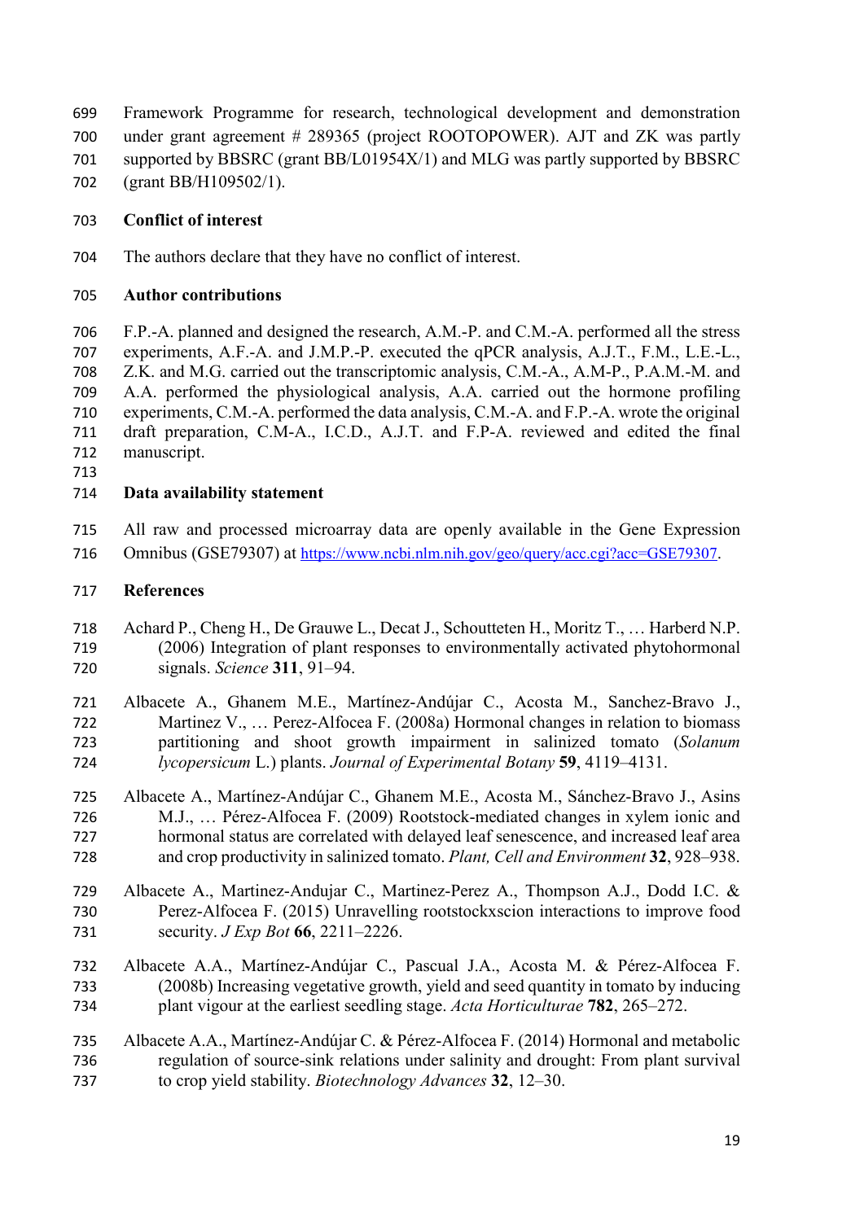Framework Programme for research, technological development and demonstration under grant agreement # 289365 (project ROOTOPOWER). AJT and ZK was partly supported by BBSRC (grant BB/L01954X/1) and MLG was partly supported by BBSRC (grant BB/H109502/1).

## Conflict of interest

The authors declare that they have no conflict of interest.

## Author contributions

F.P.-A. planned and designed the research, A.M.-P. and C.M.-A. performed all the stress experiments, A.F.-A. and J.M.P.-P. executed the qPCR analysis, A.J.T., F.M., L.E.-L., Z.K. and M.G. carried out the transcriptomic analysis, C.M.-A., A.M-P., P.A.M.-M. and A.A. performed the physiological analysis, A.A. carried out the hormone profiling experiments, C.M.-A. performed the data analysis, C.M.-A. and F.P.-A. wrote the original draft preparation, C.M-A., I.C.D., A.J.T. and F.P-A. reviewed and edited the final manuscript.

## Data availability statement

All raw and processed microarray data are openly available in the Gene Expression Omnibus (GSE79307) at https://www.ncbi.nlm.nih.gov/geo/query/acc.cgi?acc=GSE79307.

## References

Achard P., Cheng H., De Grauwe L., Decat J., Schoutteten H., Moritz T., … Harberd N.P. (2006) Integration of plant responses to environmentally activated phytohormonal signals. *Science* **311**, 91–94.

Albacete A., Ghanem M.E., Martínez-Andújar C., Acosta M., Sanchez-Bravo J., Martinez V., … Perez-Alfocea F. (2008a) Hormonal changes in relation to biomass partitioning and shoot growth impairment in salinized tomato (*Solanum lycopersicum* L.) plants. *Journal of Experimental Botany* **59**, 4119–4131.

Albacete A., Martínez-Andújar C., Ghanem M.E., Acosta M., Sánchez-Bravo J., Asins M.J., … Pérez-Alfocea F. (2009) Rootstock-mediated changes in xylem ionic and hormonal status are correlated with delayed leaf senescence, and increased leaf area and crop productivity in salinized tomato. *Plant, Cell and Environment* **32**, 928–938.

Albacete A., Martinez-Andujar C., Martinez-Perez A., Thompson A.J., Dodd I.C. & Perez-Alfocea F. (2015) Unravelling rootstockxscion interactions to improve food security. *J Exp Bot* **66**, 2211–2226.

Albacete A.A., Martínez-Andújar C., Pascual J.A., Acosta M. & Pérez-Alfocea F. (2008b) Increasing vegetative growth, yield and seed quantity in tomato by inducing plant vigour at the earliest seedling stage. *Acta Horticulturae* **782**, 265–272.

Albacete A.A., Martínez-Andújar C. & Pérez-Alfocea F. (2014) Hormonal and metabolic regulation of source-sink relations under salinity and drought: From plant survival to crop yield stability. *Biotechnology Advances* **32**, 12–30.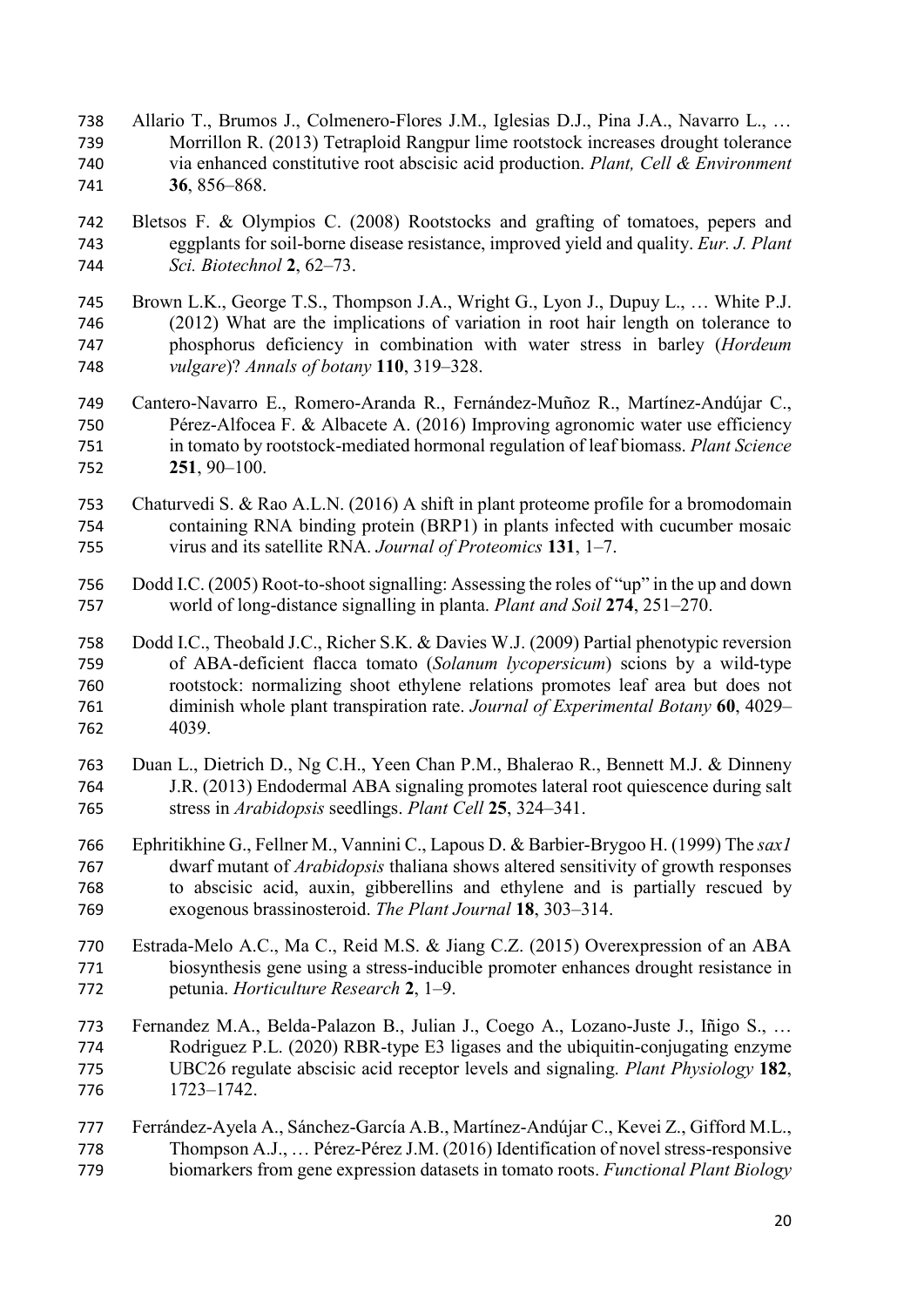Allario T., Brumos J., Colmenero-Flores J.M., Iglesias D.J., Pina J.A., Navarro L., … Morrillon R. (2013) Tetraploid Rangpur lime rootstock increases drought tolerance via enhanced constitutive root abscisic acid production. *Plant, Cell & Environment* **36**, 856–868.

Bletsos F. & Olympios C. (2008) Rootstocks and grafting of tomatoes, pepers and eggplants for soil-borne disease resistance, improved yield and quality. *Eur. J. Plant Sci. Biotechnol* **2**, 62–73.

Brown L.K., George T.S., Thompson J.A., Wright G., Lyon J., Dupuy L., … White P.J. (2012) What are the implications of variation in root hair length on tolerance to phosphorus deficiency in combination with water stress in barley (*Hordeum vulgare*)? *Annals of botany* **110**, 319–328.

Cantero-Navarro E., Romero-Aranda R., Fernández-Muñoz R., Martínez-Andújar C., Pérez-Alfocea F. & Albacete A. (2016) Improving agronomic water use efficiency in tomato by rootstock-mediated hormonal regulation of leaf biomass. *Plant Science* **251**, 90–100.

Chaturvedi S. & Rao A.L.N. (2016) A shift in plant proteome profile for a bromodomain containing RNA binding protein (BRP1) in plants infected with cucumber mosaic virus and its satellite RNA. *Journal of Proteomics* **131**, 1–7.

Dodd I.C. (2005) Root-to-shoot signalling: Assessing the roles of "up" in the up and down world of long-distance signalling in planta. *Plant and Soil* **274**, 251–270.

Dodd I.C., Theobald J.C., Richer S.K. & Davies W.J. (2009) Partial phenotypic reversion of ABA-deficient flacca tomato (*Solanum lycopersicum*) scions by a wild-type rootstock: normalizing shoot ethylene relations promotes leaf area but does not diminish whole plant transpiration rate. *Journal of Experimental Botany* **60**, 4029–4039.

Duan L., Dietrich D., Ng C.H., Yeen Chan P.M., Bhalerao R., Bennett M.J. & Dinneny J.R. (2013) Endodermal ABA signaling promotes lateral root quiescence during salt stress in *Arabidopsis* seedlings. *Plant Cell* **25**, 324–341.

Ephritikhine G., Fellner M., Vannini C., Lapous D. & Barbier-Brygoo H. (1999) The *sax1* dwarf mutant of *Arabidopsis* thaliana shows altered sensitivity of growth responses to abscisic acid, auxin, gibberellins and ethylene and is partially rescued by exogenous brassinosteroid. *The Plant Journal* **18**, 303–314.

Estrada-Melo A.C., Ma C., Reid M.S. & Jiang C.Z. (2015) Overexpression of an ABA biosynthesis gene using a stress-inducible promoter enhances drought resistance in petunia. *Horticulture Research* **2**, 1–9.

Fernandez M.A., Belda-Palazon B., Julian J., Coego A., Lozano-Juste J., Iñigo S., … Rodriguez P.L. (2020) RBR-type E3 ligases and the ubiquitin-conjugating enzyme UBC26 regulate abscisic acid receptor levels and signaling. *Plant Physiology* **182**, 1723–1742.

Ferrández-Ayela A., Sánchez-García A.B., Martínez-Andújar C., Kevei Z., Gifford M.L., Thompson A.J., … Pérez-Pérez J.M. (2016) Identification of novel stress-responsive biomarkers from gene expression datasets in tomato roots. *Functional Plant Biology*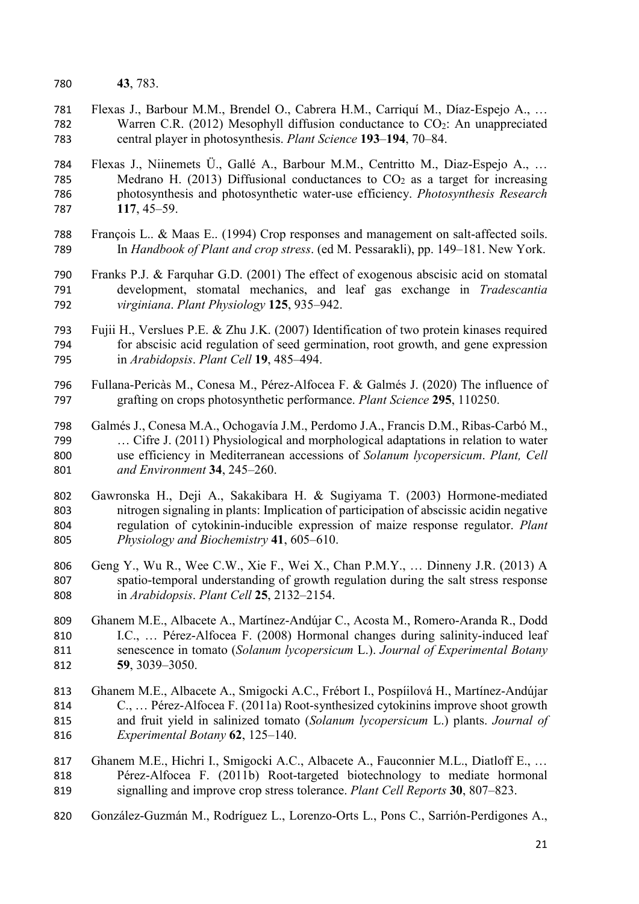**43**, 783.

Flexas J., Barbour M.M., Brendel O., Cabrera H.M., Carriquí M., Díaz-Espejo A., … Warren C.R. (2012) Mesophyll diffusion conductance to $CO_2$: An unappreciated central player in photosynthesis. *Plant Science* **193**–**194**, 70–84.

Flexas J., Niinemets Ü., Gallé A., Barbour M.M., Centritto M., Diaz-Espejo A., … Medrano H. (2013) Diffusional conductances to $CO_2$ as a target for increasing photosynthesis and photosynthetic water-use efficiency. *Photosynthesis Research* **117**, 45–59.

François L.. & Maas E.. (1994) Crop responses and management on salt-affected soils. In *Handbook of Plant and crop stress*. (ed M. Pessarakli), pp. 149–181. New York.

Franks P.J. & Farquhar G.D. (2001) The effect of exogenous abscisic acid on stomatal development, stomatal mechanics, and leaf gas exchange in *Tradescantia virginiana*. *Plant Physiology* **125**, 935–942.

Fujii H., Verslues P.E. & Zhu J.K. (2007) Identification of two protein kinases required for abscisic acid regulation of seed germination, root growth, and gene expression in *Arabidopsis*. *Plant Cell* **19**, 485–494.

Fullana-Pericàs M., Conesa M., Pérez-Alfocea F. & Galmés J. (2020) The influence of grafting on crops photosynthetic performance. *Plant Science* **295**, 110250.

Galmés J., Conesa M.A., Ochogavía J.M., Perdomo J.A., Francis D.M., Ribas-Carbó M., … Cifre J. (2011) Physiological and morphological adaptations in relation to water use efficiency in Mediterranean accessions of *Solanum lycopersicum*. *Plant, Cell and Environment* **34**, 245–260.

Gawronska H., Deji A., Sakakibara H. & Sugiyama T. (2003) Hormone-mediated nitrogen signaling in plants: Implication of participation of abscissic acidin negative regulation of cytokinin-inducible expression of maize response regulator. *Plant Physiology and Biochemistry* **41**, 605–610.

Geng Y., Wu R., Wee C.W., Xie F., Wei X., Chan P.M.Y., … Dinneny J.R. (2013) A spatio-temporal understanding of growth regulation during the salt stress response in *Arabidopsis*. *Plant Cell* **25**, 2132–2154.

Ghanem M.E., Albacete A., Martínez-Andújar C., Acosta M., Romero-Aranda R., Dodd I.C., … Pérez-Alfocea F. (2008) Hormonal changes during salinity-induced leaf senescence in tomato (*Solanum lycopersicum* L.). *Journal of Experimental Botany* **59**, 3039–3050.

Ghanem M.E., Albacete A., Smigocki A.C., Frébort I., Pospíilová H., Martínez-Andújar C., … Pérez-Alfocea F. (2011a) Root-synthesized cytokinins improve shoot growth and fruit yield in salinized tomato (*Solanum lycopersicum* L.) plants. *Journal of Experimental Botany* **62**, 125–140.

Ghanem M.E., Hichri I., Smigocki A.C., Albacete A., Fauconnier M.L., Diatloff E., … Pérez-Alfocea F. (2011b) Root-targeted biotechnology to mediate hormonal signalling and improve crop stress tolerance. *Plant Cell Reports* **30**, 807–823.

González-Guzmán M., Rodríguez L., Lorenzo-Orts L., Pons C., Sarrión-Perdigones A.,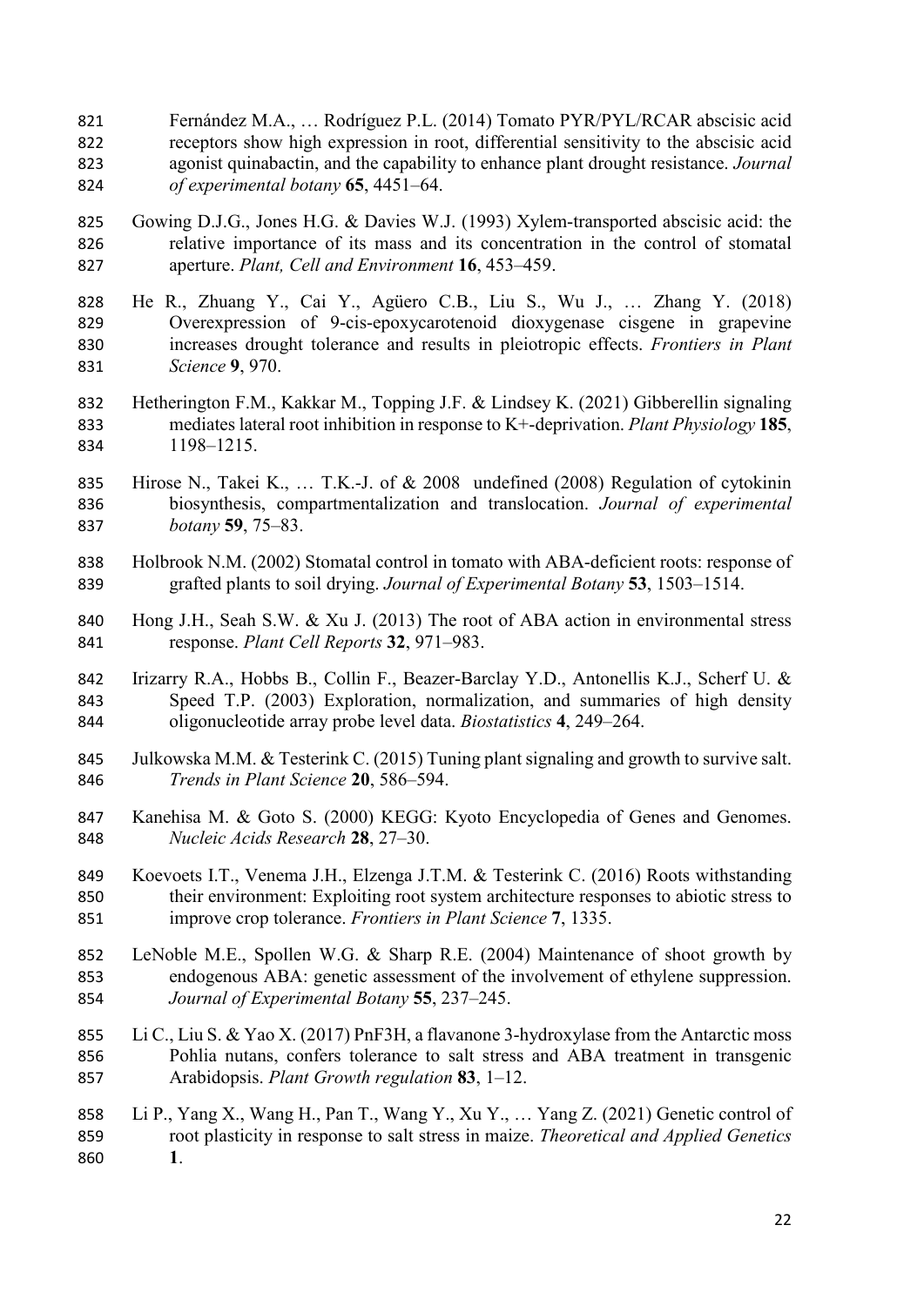Fernández M.A., … Rodríguez P.L. (2014) Tomato PYR/PYL/RCAR abscisic acid receptors show high expression in root, differential sensitivity to the abscisic acid agonist quinabactin, and the capability to enhance plant drought resistance. *Journal of experimental botany* **65**, 4451–64.

Gowing D.J.G., Jones H.G. & Davies W.J. (1993) Xylem-transported abscisic acid: the relative importance of its mass and its concentration in the control of stomatal aperture. *Plant, Cell and Environment* **16**, 453–459.

He R., Zhuang Y., Cai Y., Agüero C.B., Liu S., Wu J., … Zhang Y. (2018) Overexpression of 9-cis-epoxycarotenoid dioxygenase cisgene in grapevine increases drought tolerance and results in pleiotropic effects. *Frontiers in Plant Science* **9**, 970.

Hetherington F.M., Kakkar M., Topping J.F. & Lindsey K. (2021) Gibberellin signaling mediates lateral root inhibition in response to K+-deprivation. *Plant Physiology* **185**, 1198–1215.

Hirose N., Takei K., … T.K.-J. of & 2008 undefined (2008) Regulation of cytokinin biosynthesis, compartmentalization and translocation. *Journal of experimental botany* **59**, 75–83.

Holbrook N.M. (2002) Stomatal control in tomato with ABA-deficient roots: response of grafted plants to soil drying. *Journal of Experimental Botany* **53**, 1503–1514.

Hong J.H., Seah S.W. & Xu J. (2013) The root of ABA action in environmental stress response. *Plant Cell Reports* **32**, 971–983.

Irizarry R.A., Hobbs B., Collin F., Beazer-Barclay Y.D., Antonellis K.J., Scherf U. & Speed T.P. (2003) Exploration, normalization, and summaries of high density oligonucleotide array probe level data. *Biostatistics* **4**, 249–264.

Julkowska M.M. & Testerink C. (2015) Tuning plant signaling and growth to survive salt. *Trends in Plant Science* **20**, 586–594.

Kanehisa M. & Goto S. (2000) KEGG: Kyoto Encyclopedia of Genes and Genomes. *Nucleic Acids Research* **28**, 27–30.

Koevoets I.T., Venema J.H., Elzenga J.T.M. & Testerink C. (2016) Roots withstanding their environment: Exploiting root system architecture responses to abiotic stress to improve crop tolerance. *Frontiers in Plant Science* **7**, 1335.

LeNoble M.E., Spollen W.G. & Sharp R.E. (2004) Maintenance of shoot growth by endogenous ABA: genetic assessment of the involvement of ethylene suppression. *Journal of Experimental Botany* **55**, 237–245.

Li C., Liu S. & Yao X. (2017) PnF3H, a flavanone 3-hydroxylase from the Antarctic moss Pohlia nutans, confers tolerance to salt stress and ABA treatment in transgenic Arabidopsis. *Plant Growth regulation* **83**, 1–12.

Li P., Yang X., Wang H., Pan T., Wang Y., Xu Y., … Yang Z. (2021) Genetic control of root plasticity in response to salt stress in maize. *Theoretical and Applied Genetics* **1**.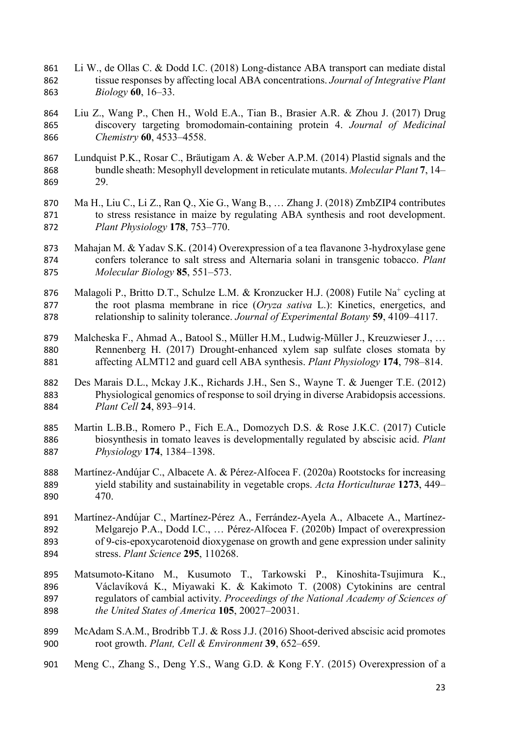Li W., de Ollas C. & Dodd I.C. (2018) Long-distance ABA transport can mediate distal tissue responses by affecting local ABA concentrations. *Journal of Integrative Plant Biology* **60**, 16–33.

Liu Z., Wang P., Chen H., Wold E.A., Tian B., Brasier A.R. & Zhou J. (2017) Drug discovery targeting bromodomain-containing protein 4. *Journal of Medicinal Chemistry* **60**, 4533–4558.

Lundquist P.K., Rosar C., Bräutigam A. & Weber A.P.M. (2014) Plastid signals and the bundle sheath: Mesophyll development in reticulate mutants. *Molecular Plant* **7**, 14–29.

Ma H., Liu C., Li Z., Ran Q., Xie G., Wang B., … Zhang J. (2018) ZmbZIP4 contributes to stress resistance in maize by regulating ABA synthesis and root development. *Plant Physiology* **178**, 753–770.

Mahajan M. & Yadav S.K. (2014) Overexpression of a tea flavanone 3-hydroxylase gene confers tolerance to salt stress and Alternaria solani in transgenic tobacco. *Plant Molecular Biology* **85**, 551–573.

Malagoli P., Britto D.T., Schulze L.M. & Kronzucker H.J. (2008) Futile $Na^+$ cycling at the root plasma membrane in rice (*Oryza sativa* L.): Kinetics, energetics, and relationship to salinity tolerance. *Journal of Experimental Botany* **59**, 4109–4117.

Malcheska F., Ahmad A., Batool S., Müller H.M., Ludwig-Müller J., Kreuzwieser J., … Rennenberg H. (2017) Drought-enhanced xylem sap sulfate closes stomata by affecting ALMT12 and guard cell ABA synthesis. *Plant Physiology* **174**, 798–814.

Des Marais D.L., Mckay J.K., Richards J.H., Sen S., Wayne T. & Juenger T.E. (2012) Physiological genomics of response to soil drying in diverse Arabidopsis accessions. *Plant Cell* **24**, 893–914.

Martin L.B.B., Romero P., Fich E.A., Domozych D.S. & Rose J.K.C. (2017) Cuticle biosynthesis in tomato leaves is developmentally regulated by abscisic acid. *Plant Physiology* **174**, 1384–1398.

Martínez-Andújar C., Albacete A. & Pérez-Alfocea F. (2020a) Rootstocks for increasing yield stability and sustainability in vegetable crops. *Acta Horticulturae* **1273**, 449–470.

Martínez-Andújar C., Martínez-Pérez A., Ferrández-Ayela A., Albacete A., Martínez-Melgarejo P.A., Dodd I.C., … Pérez-Alfocea F. (2020b) Impact of overexpression of 9-cis-epoxycarotenoid dioxygenase on growth and gene expression under salinity stress. *Plant Science* **295**, 110268.

Matsumoto-Kitano M., Kusumoto T., Tarkowski P., Kinoshita-Tsujimura K., Václavíková K., Miyawaki K. & Kakimoto T. (2008) Cytokinins are central regulators of cambial activity. *Proceedings of the National Academy of Sciences of the United States of America* **105**, 20027–20031.

McAdam S.A.M., Brodribb T.J. & Ross J.J. (2016) Shoot-derived abscisic acid promotes root growth. *Plant, Cell & Environment* **39**, 652–659.

Meng C., Zhang S., Deng Y.S., Wang G.D. & Kong F.Y. (2015) Overexpression of a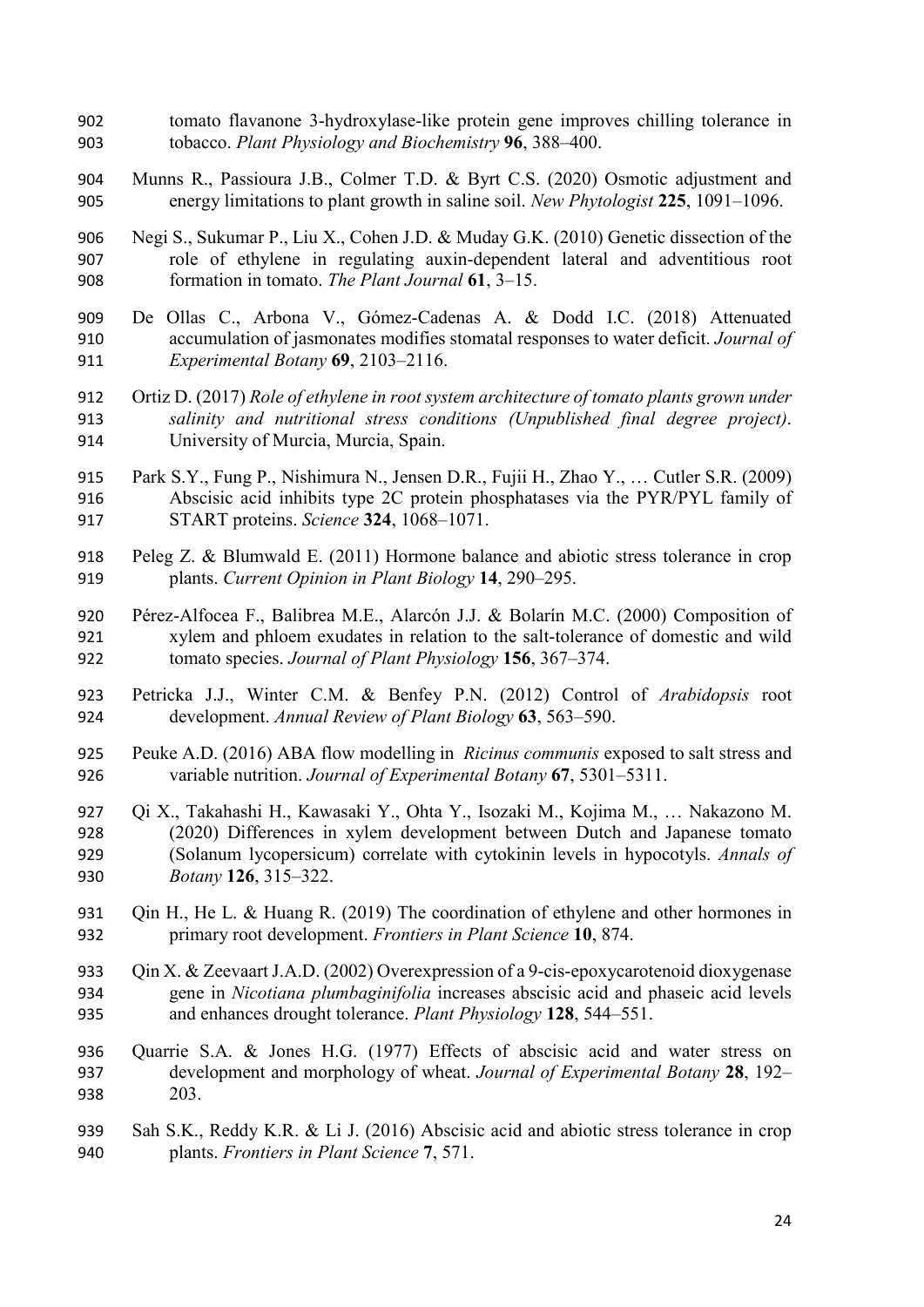tomato flavanone 3-hydroxylase-like protein gene improves chilling tolerance in tobacco. *Plant Physiology and Biochemistry* **96**, 388–400.

Munns R., Passioura J.B., Colmer T.D. & Byrt C.S. (2020) Osmotic adjustment and energy limitations to plant growth in saline soil. *New Phytologist* **225**, 1091–1096.

Negi S., Sukumar P., Liu X., Cohen J.D. & Muday G.K. (2010) Genetic dissection of the role of ethylene in regulating auxin-dependent lateral and adventitious root formation in tomato. *The Plant Journal* **61**, 3–15.

De Ollas C., Arbona V., Gómez-Cadenas A. & Dodd I.C. (2018) Attenuated accumulation of jasmonates modifies stomatal responses to water deficit. *Journal of Experimental Botany* **69**, 2103–2116.

Ortiz D. (2017) *Role of ethylene in root system architecture of tomato plants grown under salinity and nutritional stress conditions (Unpublished final degree project)*. University of Murcia, Murcia, Spain.

Park S.Y., Fung P., Nishimura N., Jensen D.R., Fujii H., Zhao Y., … Cutler S.R. (2009) Abscisic acid inhibits type 2C protein phosphatases via the PYR/PYL family of START proteins. *Science* **324**, 1068–1071.

Peleg Z. & Blumwald E. (2011) Hormone balance and abiotic stress tolerance in crop plants. *Current Opinion in Plant Biology* **14**, 290–295.

Pérez-Alfocea F., Balibrea M.E., Alarcón J.J. & Bolarín M.C. (2000) Composition of xylem and phloem exudates in relation to the salt-tolerance of domestic and wild tomato species. *Journal of Plant Physiology* **156**, 367–374.

Petricka J.J., Winter C.M. & Benfey P.N. (2012) Control of *Arabidopsis* root development. *Annual Review of Plant Biology* **63**, 563–590.

Peuke A.D. (2016) ABA flow modelling in *Ricinus communis* exposed to salt stress and variable nutrition. *Journal of Experimental Botany* **67**, 5301–5311.

Qi X., Takahashi H., Kawasaki Y., Ohta Y., Isozaki M., Kojima M., … Nakazono M. (2020) Differences in xylem development between Dutch and Japanese tomato (Solanum lycopersicum) correlate with cytokinin levels in hypocotyls. *Annals of Botany* **126**, 315–322.

Qin H., He L. & Huang R. (2019) The coordination of ethylene and other hormones in primary root development. *Frontiers in Plant Science* **10**, 874.

Qin X. & Zeevaart J.A.D. (2002) Overexpression of a 9-cis-epoxycarotenoid dioxygenase gene in *Nicotiana plumbaginifolia* increases abscisic acid and phaseic acid levels and enhances drought tolerance. *Plant Physiology* **128**, 544–551.

Quarrie S.A. & Jones H.G. (1977) Effects of abscisic acid and water stress on development and morphology of wheat. *Journal of Experimental Botany* **28**, 192–203.

Sah S.K., Reddy K.R. & Li J. (2016) Abscisic acid and abiotic stress tolerance in crop plants. *Frontiers in Plant Science* **7**, 571.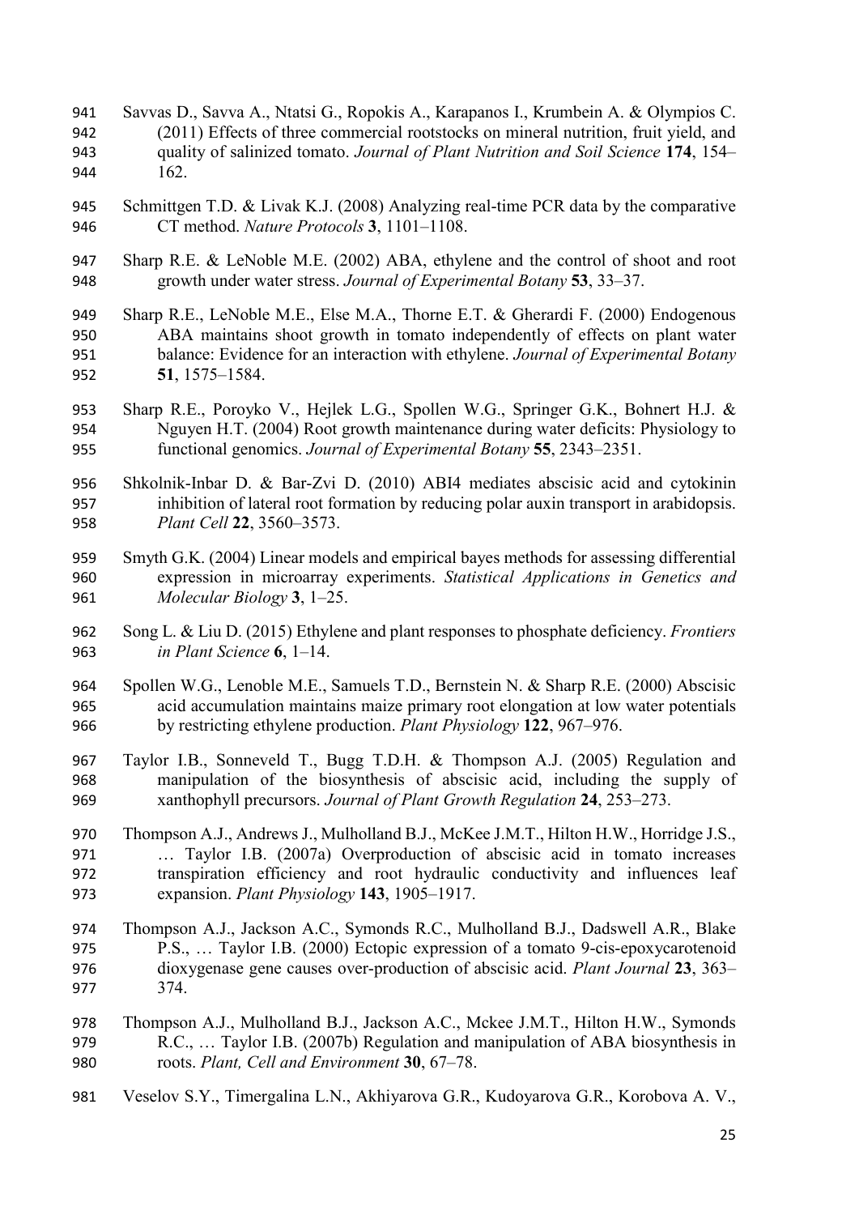Savvas D., Savva A., Ntatsi G., Ropokis A., Karapanos I., Krumbein A. & Olympios C. (2011) Effects of three commercial rootstocks on mineral nutrition, fruit yield, and quality of salinized tomato. *Journal of Plant Nutrition and Soil Science* **174**, 154–162.

Schmittgen T.D. & Livak K.J. (2008) Analyzing real-time PCR data by the comparative CT method. *Nature Protocols* **3**, 1101–1108.

Sharp R.E. & LeNoble M.E. (2002) ABA, ethylene and the control of shoot and root growth under water stress. *Journal of Experimental Botany* **53**, 33–37.

Sharp R.E., LeNoble M.E., Else M.A., Thorne E.T. & Gherardi F. (2000) Endogenous ABA maintains shoot growth in tomato independently of effects on plant water balance: Evidence for an interaction with ethylene. *Journal of Experimental Botany* **51**, 1575–1584.

Sharp R.E., Poroyko V., Hejlek L.G., Spollen W.G., Springer G.K., Bohnert H.J. & Nguyen H.T. (2004) Root growth maintenance during water deficits: Physiology to functional genomics. *Journal of Experimental Botany* **55**, 2343–2351.

Shkolnik-Inbar D. & Bar-Zvi D. (2010) ABI4 mediates abscisic acid and cytokinin inhibition of lateral root formation by reducing polar auxin transport in arabidopsis. *Plant Cell* **22**, 3560–3573.

Smyth G.K. (2004) Linear models and empirical bayes methods for assessing differential expression in microarray experiments. *Statistical Applications in Genetics and Molecular Biology* **3**, 1–25.

Song L. & Liu D. (2015) Ethylene and plant responses to phosphate deficiency. *Frontiers in Plant Science* **6**, 1–14.

Spollen W.G., Lenoble M.E., Samuels T.D., Bernstein N. & Sharp R.E. (2000) Abscisic acid accumulation maintains maize primary root elongation at low water potentials by restricting ethylene production. *Plant Physiology* **122**, 967–976.

Taylor I.B., Sonneveld T., Bugg T.D.H. & Thompson A.J. (2005) Regulation and manipulation of the biosynthesis of abscisic acid, including the supply of xanthophyll precursors. *Journal of Plant Growth Regulation* **24**, 253–273.

Thompson A.J., Andrews J., Mulholland B.J., McKee J.M.T., Hilton H.W., Horridge J.S., … Taylor I.B. (2007a) Overproduction of abscisic acid in tomato increases transpiration efficiency and root hydraulic conductivity and influences leaf expansion. *Plant Physiology* **143**, 1905–1917.

Thompson A.J., Jackson A.C., Symonds R.C., Mulholland B.J., Dadswell A.R., Blake P.S., … Taylor I.B. (2000) Ectopic expression of a tomato 9-cis-epoxycarotenoid dioxygenase gene causes over-production of abscisic acid. *Plant Journal* **23**, 363–374.

Thompson A.J., Mulholland B.J., Jackson A.C., Mckee J.M.T., Hilton H.W., Symonds R.C., … Taylor I.B. (2007b) Regulation and manipulation of ABA biosynthesis in roots. *Plant, Cell and Environment* **30**, 67–78.

Veselov S.Y., Timergalina L.N., Akhiyarova G.R., Kudoyarova G.R., Korobova A. V.,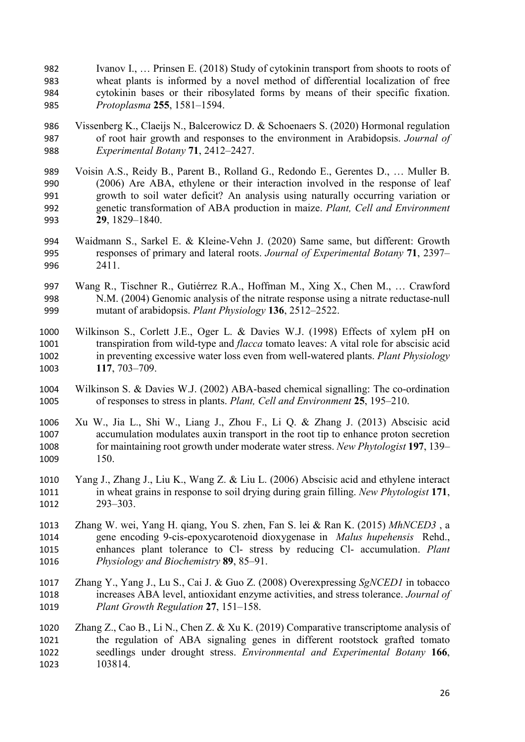Ivanov I., … Prinsen E. (2018) Study of cytokinin transport from shoots to roots of wheat plants is informed by a novel method of differential localization of free cytokinin bases or their ribosylated forms by means of their specific fixation. *Protoplasma* **255**, 1581–1594.

Vissenberg K., Claeijs N., Balcerowicz D. & Schoenaers S. (2020) Hormonal regulation of root hair growth and responses to the environment in Arabidopsis. *Journal of Experimental Botany* **71**, 2412–2427.

Voisin A.S., Reidy B., Parent B., Rolland G., Redondo E., Gerentes D., … Muller B. (2006) Are ABA, ethylene or their interaction involved in the response of leaf growth to soil water deficit? An analysis using naturally occurring variation or genetic transformation of ABA production in maize. *Plant, Cell and Environment* **29**, 1829–1840.

Waidmann S., Sarkel E. & Kleine-Vehn J. (2020) Same same, but different: Growth responses of primary and lateral roots. *Journal of Experimental Botany* **71**, 2397–2411.

Wang R., Tischner R., Gutiérrez R.A., Hoffman M., Xing X., Chen M., … Crawford N.M. (2004) Genomic analysis of the nitrate response using a nitrate reductase-null mutant of arabidopsis. *Plant Physiology* **136**, 2512–2522.

Wilkinson S., Corlett J.E., Oger L. & Davies W.J. (1998) Effects of xylem pH on transpiration from wild-type and *flacca* tomato leaves: A vital role for abscisic acid in preventing excessive water loss even from well-watered plants. *Plant Physiology* **117**, 703–709.

Wilkinson S. & Davies W.J. (2002) ABA-based chemical signalling: The co-ordination of responses to stress in plants. *Plant, Cell and Environment* **25**, 195–210.

Xu W., Jia L., Shi W., Liang J., Zhou F., Li Q. & Zhang J. (2013) Abscisic acid accumulation modulates auxin transport in the root tip to enhance proton secretion for maintaining root growth under moderate water stress. *New Phytologist* **197**, 139–150.

Yang J., Zhang J., Liu K., Wang Z. & Liu L. (2006) Abscisic acid and ethylene interact in wheat grains in response to soil drying during grain filling. *New Phytologist* **171**, 293–303.

Zhang W. wei, Yang H. qiang, You S. zhen, Fan S. lei & Ran K. (2015) *MhNCED3* , a gene encoding 9-cis-epoxycarotenoid dioxygenase in *Malus hupehensis* Rehd., enhances plant tolerance to Cl- stress by reducing Cl- accumulation. *Plant Physiology and Biochemistry* **89**, 85–91.

Zhang Y., Yang J., Lu S., Cai J. & Guo Z. (2008) Overexpressing *SgNCED1* in tobacco increases ABA level, antioxidant enzyme activities, and stress tolerance. *Journal of Plant Growth Regulation* **27**, 151–158.

Zhang Z., Cao B., Li N., Chen Z. & Xu K. (2019) Comparative transcriptome analysis of the regulation of ABA signaling genes in different rootstock grafted tomato seedlings under drought stress. *Environmental and Experimental Botany* **166**, 103814.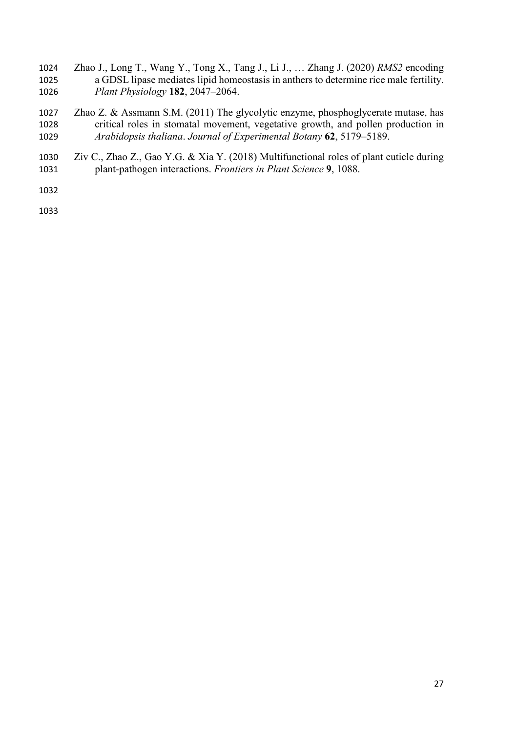Zhao J., Long T., Wang Y., Tong X., Tang J., Li J., … Zhang J. (2020) *RMS2* encoding a GDSL lipase mediates lipid homeostasis in anthers to determine rice male fertility. *Plant Physiology* **182**, 2047–2064.

Zhao Z. & Assmann S.M. (2011) The glycolytic enzyme, phosphoglycerate mutase, has critical roles in stomatal movement, vegetative growth, and pollen production in *Arabidopsis thaliana*. *Journal of Experimental Botany* **62**, 5179–5189.

Ziv C., Zhao Z., Gao Y.G. & Xia Y. (2018) Multifunctional roles of plant cuticle during plant-pathogen interactions. *Frontiers in Plant Science* **9**, 1088.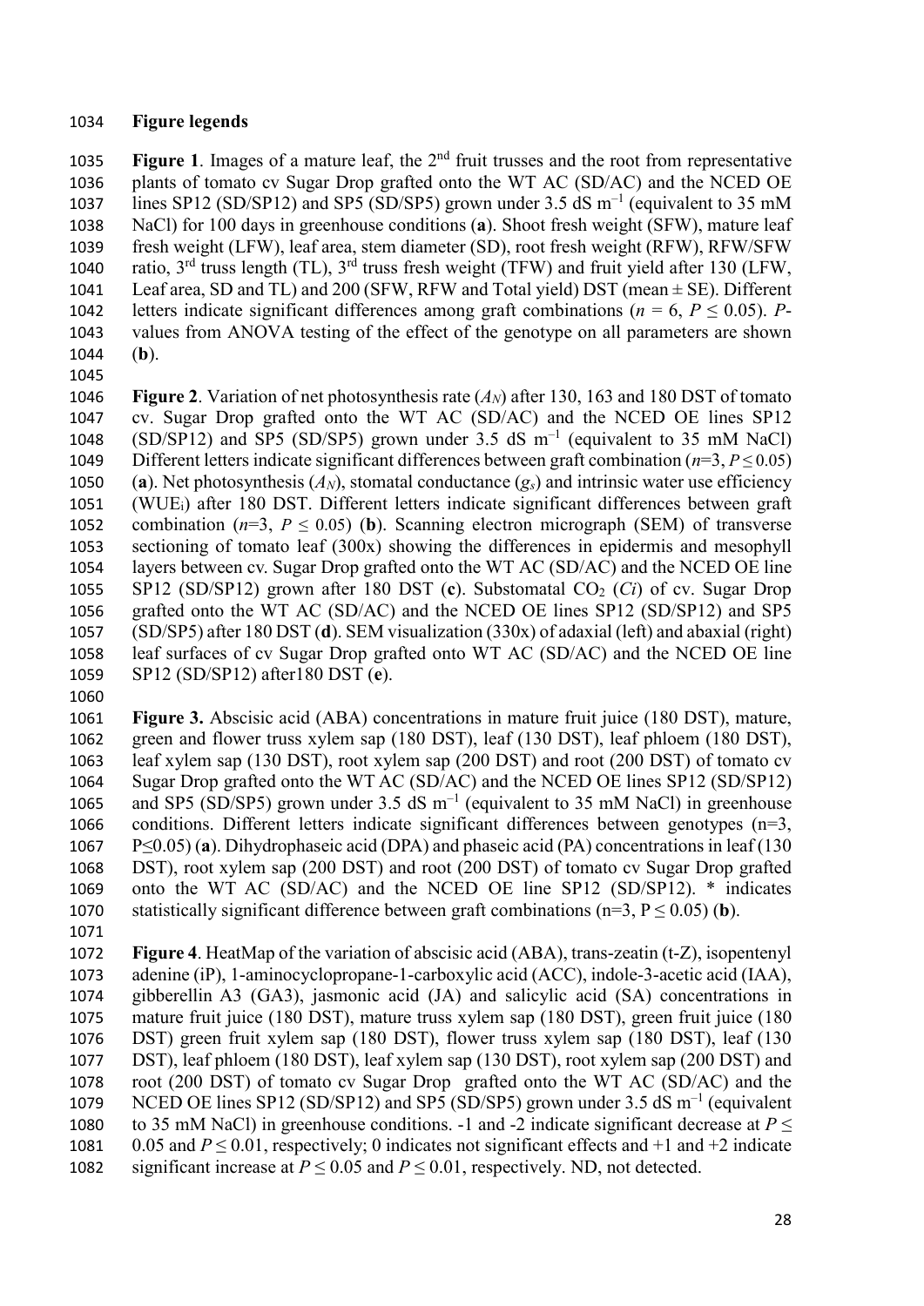## Figure legends

**Figure 1**. Images of a mature leaf, the 2$^{nd}$ fruit trusses and the root from representative plants of tomato cv Sugar Drop grafted onto the WT AC (SD/AC) and the NCED OE lines SP12 (SD/SP12) and SP5 (SD/SP5) grown under 3.5 dS $m^{-1}$ (equivalent to 35 mM NaCl) for 100 days in greenhouse conditions (**a**). Shoot fresh weight (SFW), mature leaf fresh weight (LFW), leaf area, stem diameter (SD), root fresh weight (RFW), RFW/SFW ratio, 3$^{rd}$ truss length (TL), 3$^{rd}$ truss fresh weight (TFW) and fruit yield after 130 (LFW, Leaf area, SD and TL) and 200 (SFW, RFW and Total yield) DST (mean ± SE). Different letters indicate significant differences among graft combinations ($n$ = 6, $P \leq 0.05$). $P$-values from ANOVA testing of the effect of the genotype on all parameters are shown (**b**).

**Figure 2**. Variation of net photosynthesis rate ($A_N$) after 130, 163 and 180 DST of tomato cv. Sugar Drop grafted onto the WT AC (SD/AC) and the NCED OE lines SP12 (SD/SP12) and SP5 (SD/SP5) grown under 3.5 dS $m^{-1}$ (equivalent to 35 mM NaCl) Different letters indicate significant differences between graft combination ($n$=3, $P \leq 0.05$) (**a**). Net photosynthesis ($A_N$), stomatal conductance ($g_s$) and intrinsic water use efficiency (WUE$_i$) after 180 DST. Different letters indicate significant differences between graft combination ($n$=3, $P \leq 0.05$) (**b**). Scanning electron micrograph (SEM) of transverse sectioning of tomato leaf (300x) showing the differences in epidermis and mesophyll layers between cv. Sugar Drop grafted onto the WT AC (SD/AC) and the NCED OE line SP12 (SD/SP12) grown after 180 DST (**c**). Substomatal $CO_2$ ($Ci$) of cv. Sugar Drop grafted onto the WT AC (SD/AC) and the NCED OE lines SP12 (SD/SP12) and SP5 (SD/SP5) after 180 DST (**d**). SEM visualization (330x) of adaxial (left) and abaxial (right) leaf surfaces of cv Sugar Drop grafted onto WT AC (SD/AC) and the NCED OE line SP12 (SD/SP12) after180 DST (**e**).

**Figure 3.** Abscisic acid (ABA) concentrations in mature fruit juice (180 DST), mature, green and flower truss xylem sap (180 DST), leaf (130 DST), leaf phloem (180 DST), leaf xylem sap (130 DST), root xylem sap (200 DST) and root (200 DST) of tomato cv Sugar Drop grafted onto the WT AC (SD/AC) and the NCED OE lines SP12 (SD/SP12) and SP5 (SD/SP5) grown under 3.5 dS $m^{-1}$ (equivalent to 35 mM NaCl) in greenhouse conditions. Different letters indicate significant differences between genotypes (n=3, P≤0.05) (**a**). Dihydrophaseic acid (DPA) and phaseic acid (PA) concentrations in leaf (130 DST), root xylem sap (200 DST) and root (200 DST) of tomato cv Sugar Drop grafted onto the WT AC (SD/AC) and the NCED OE line SP12 (SD/SP12). * indicates statistically significant difference between graft combinations (n=3, P ≤ 0.05) (**b**).

**Figure 4**. HeatMap of the variation of abscisic acid (ABA), trans-zeatin (t-Z), isopentenyl adenine (iP), 1-aminocyclopropane-1-carboxylic acid (ACC), indole-3-acetic acid (IAA), gibberellin A3 (GA3), jasmonic acid (JA) and salicylic acid (SA) concentrations in mature fruit juice (180 DST), mature truss xylem sap (180 DST), green fruit juice (180 DST) green fruit xylem sap (180 DST), flower truss xylem sap (180 DST), leaf (130 DST), leaf phloem (180 DST), leaf xylem sap (130 DST), root xylem sap (200 DST) and root (200 DST) of tomato cv Sugar Drop grafted onto the WT AC (SD/AC) and the NCED OE lines SP12 (SD/SP12) and SP5 (SD/SP5) grown under 3.5 dS $m^{-1}$ (equivalent to 35 mM NaCl) in greenhouse conditions. -1 and -2 indicate significant decrease at $P \leq 0.05$ and $P \leq 0.01$, respectively; 0 indicates not significant effects and +1 and +2 indicate significant increase at $P \leq 0.05$ and $P \leq 0.01$, respectively. ND, not detected.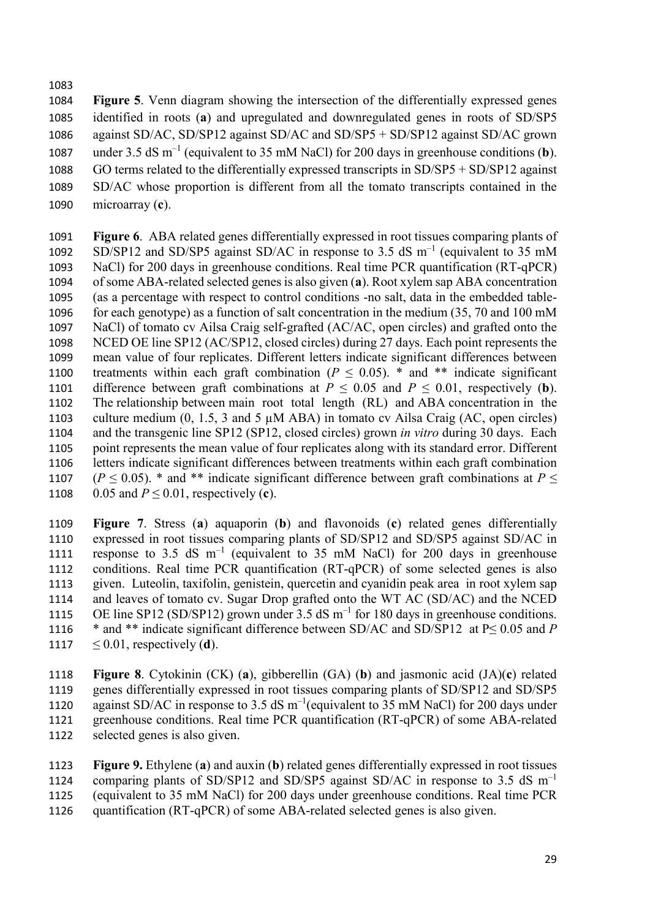**Figure 5**. Venn diagram showing the intersection of the differentially expressed genes identified in roots (**a**) and upregulated and downregulated genes in roots of SD/SP5 against SD/AC, SD/SP12 against SD/AC and SD/SP5 + SD/SP12 against SD/AC grown under 3.5 dS $m^{-1}$ (equivalent to 35 mM NaCl) for 200 days in greenhouse conditions (**b**). GO terms related to the differentially expressed transcripts in SD/SP5 + SD/SP12 against SD/AC whose proportion is different from all the tomato transcripts contained in the microarray (**c**).

**Figure 6**. ABA related genes differentially expressed in root tissues comparing plants of SD/SP12 and SD/SP5 against SD/AC in response to 3.5 dS $m^{-1}$ (equivalent to 35 mM NaCl) for 200 days in greenhouse conditions. Real time PCR quantification (RT-qPCR) of some ABA-related selected genes is also given (**a**). Root xylem sap ABA concentration (as a percentage with respect to control conditions -no salt, data in the embedded table- for each genotype) as a function of salt concentration in the medium (35, 70 and 100 mM NaCl) of tomato cv Ailsa Craig self-grafted (AC/AC, open circles) and grafted onto the NCED OE line SP12 (AC/SP12, closed circles) during 27 days. Each point represents the mean value of four replicates. Different letters indicate significant differences between treatments within each graft combination ($P \leq 0.05$). * and ** indicate significant difference between graft combinations at $P \leq 0.05$ and $P \leq 0.01$, respectively (**b**). The relationship between main root total length (RL) and ABA concentration in the culture medium (0, 1.5, 3 and 5 μM ABA) in tomato cv Ailsa Craig (AC, open circles) and the transgenic line SP12 (SP12, closed circles) grown *in vitro* during 30 days. Each point represents the mean value of four replicates along with its standard error. Different letters indicate significant differences between treatments within each graft combination ($P \leq 0.05$). * and ** indicate significant difference between graft combinations at $P \leq 0.05$ and $P \leq 0.01$, respectively (**c**).

**Figure 7**. Stress (**a**) aquaporin (**b**) and flavonoids (**c**) related genes differentially expressed in root tissues comparing plants of SD/SP12 and SD/SP5 against SD/AC in response to 3.5 dS $m^{-1}$ (equivalent to 35 mM NaCl) for 200 days in greenhouse conditions. Real time PCR quantification (RT-qPCR) of some selected genes is also given. Luteolin, taxifolin, genistein, quercetin and cyanidin peak area in root xylem sap and leaves of tomato cv. Sugar Drop grafted onto the WT AC (SD/AC) and the NCED OE line SP12 (SD/SP12) grown under 3.5 dS $m^{-1}$ for 180 days in greenhouse conditions. * and ** indicate significant difference between SD/AC and SD/SP12 at $P \leq 0.05$ and $P \leq 0.01$, respectively (**d**).

**Figure 8**. Cytokinin (CK) (**a**), gibberellin (GA) (**b**) and jasmonic acid (JA)(**c**) related genes differentially expressed in root tissues comparing plants of SD/SP12 and SD/SP5 against SD/AC in response to 3.5 dS $m^{-1}$(equivalent to 35 mM NaCl) for 200 days under greenhouse conditions. Real time PCR quantification (RT-qPCR) of some ABA-related selected genes is also given.

**Figure 9.** Ethylene (**a**) and auxin (**b**) related genes differentially expressed in root tissues comparing plants of SD/SP12 and SD/SP5 against SD/AC in response to 3.5 dS $m^{-1}$ (equivalent to 35 mM NaCl) for 200 days under greenhouse conditions. Real time PCR quantification (RT-qPCR) of some ABA-related selected genes is also given.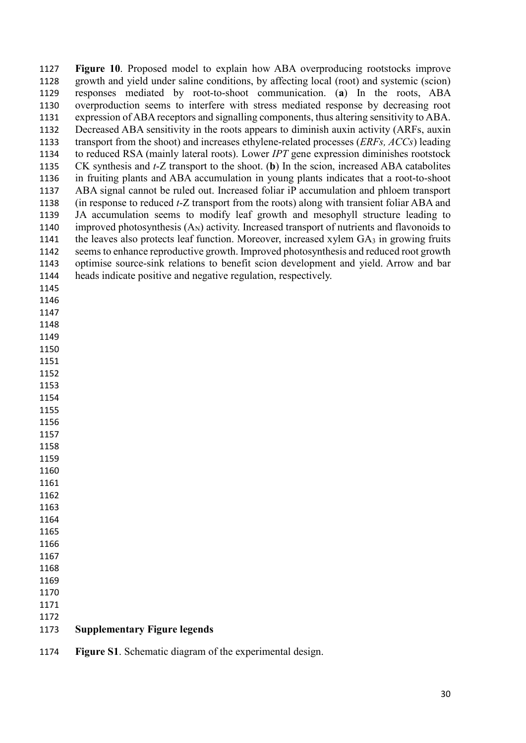**Figure 10**. Proposed model to explain how ABA overproducing rootstocks improve growth and yield under saline conditions, by affecting local (root) and systemic (scion) responses mediated by root-to-shoot communication. (**a**) In the roots, ABA overproduction seems to interfere with stress mediated response by decreasing root expression of ABA receptors and signalling components, thus altering sensitivity to ABA. Decreased ABA sensitivity in the roots appears to diminish auxin activity (ARFs, auxin transport from the shoot) and increases ethylene-related processes (*ERFs, ACCs*) leading to reduced RSA (mainly lateral roots). Lower *IPT* gene expression diminishes rootstock CK synthesis and *t*-Z transport to the shoot. (**b**) In the scion, increased ABA catabolites in fruiting plants and ABA accumulation in young plants indicates that a root-to-shoot ABA signal cannot be ruled out. Increased foliar iP accumulation and phloem transport (in response to reduced *t*-Z transport from the roots) along with transient foliar ABA and JA accumulation seems to modify leaf growth and mesophyll structure leading to improved photosynthesis ($A_N$) activity. Increased transport of nutrients and flavonoids to the leaves also protects leaf function. Moreover, increased xylem $GA_3$ in growing fruits seems to enhance reproductive growth. Improved photosynthesis and reduced root growth optimise source-sink relations to benefit scion development and yield. Arrow and bar heads indicate positive and negative regulation, respectively.

## Supplementary Figure legends

**Figure S1**. Schematic diagram of the experimental design.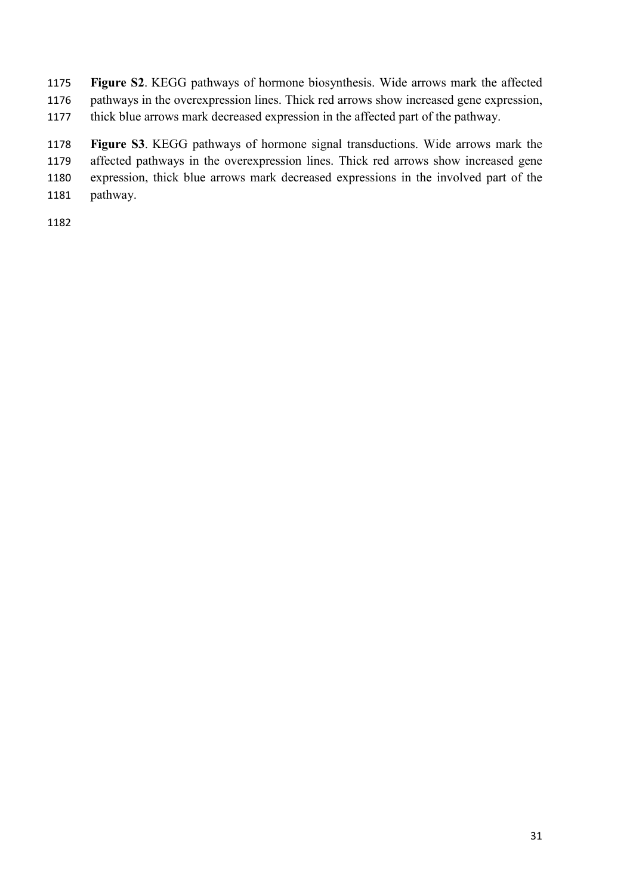**Figure S2**. KEGG pathways of hormone biosynthesis. Wide arrows mark the affected pathways in the overexpression lines. Thick red arrows show increased gene expression, thick blue arrows mark decreased expression in the affected part of the pathway.

**Figure S3**. KEGG pathways of hormone signal transductions. Wide arrows mark the affected pathways in the overexpression lines. Thick red arrows show increased gene expression, thick blue arrows mark decreased expressions in the involved part of the pathway.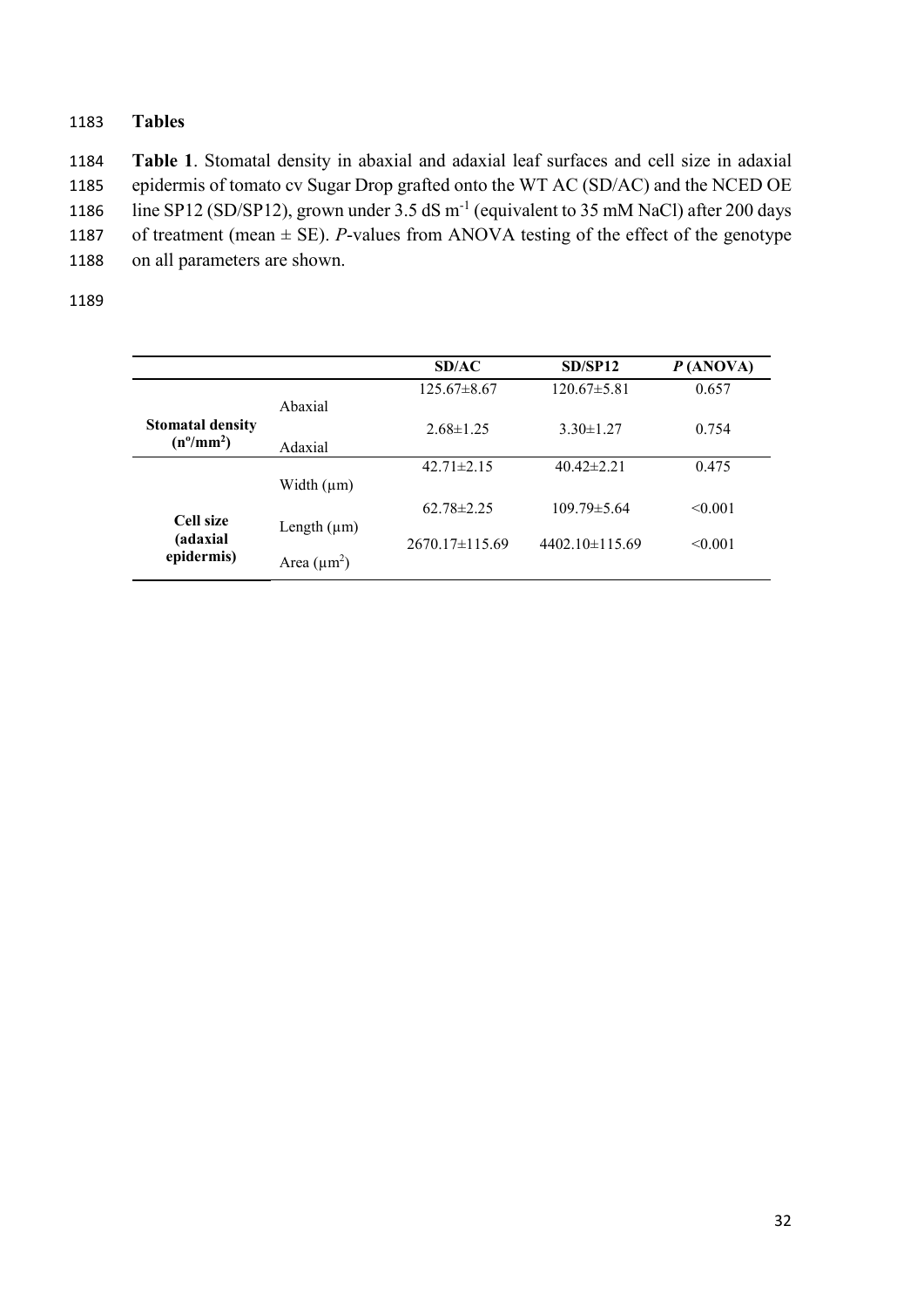## Tables

**Table 1**. Stomatal density in abaxial and adaxial leaf surfaces and cell size in adaxial epidermis of tomato cv Sugar Drop grafted onto the WT AC (SD/AC) and the NCED OE line SP12 (SD/SP12), grown under 3.5 dS $m^{-1}$ (equivalent to 35 mM NaCl) after 200 days of treatment (mean ± SE). *P*-values from ANOVA testing of the effect of the genotype on all parameters are shown.

| | | **SD/AC** | **SD/SP12** | ***P* (ANOVA)** |
|---|---|---|---|---|
| **Stomatal density ($n^o/mm^2$)** | Abaxial | 125.67±8.67 | 120.67±5.81 | 0.657 |
| | Adaxial | 2.68±1.25 | 3.30±1.27 | 0.754 |
| **Cell size (adaxial epidermis)** | Width (μm) | 42.71±2.15 | 40.42±2.21 | 0.475 |
| | Length (μm) | 62.78±2.25 | 109.79±5.64 | <0.001 |
| | Area ($\mu m^2$) | 2670.17±115.69 | 4402.10±115.69 | <0.001 |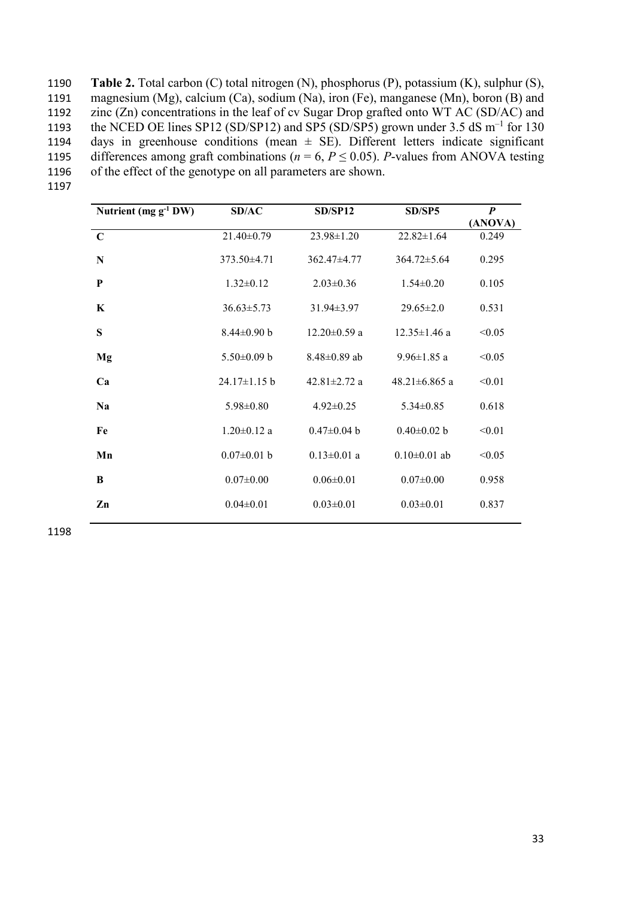**Table 2.** Total carbon (C) total nitrogen (N), phosphorus (P), potassium (K), sulphur (S), magnesium (Mg), calcium (Ca), sodium (Na), iron (Fe), manganese (Mn), boron (B) and zinc (Zn) concentrations in the leaf of cv Sugar Drop grafted onto WT AC (SD/AC) and the NCED OE lines SP12 (SD/SP12) and SP5 (SD/SP5) grown under 3.5 dS $m^{-1}$ for 130 days in greenhouse conditions (mean ± SE). Different letters indicate significant differences among graft combinations ($n = 6$, $P \leq 0.05$). *P*-values from ANOVA testing of the effect of the genotype on all parameters are shown.

| Nutrient (mg $g^{-1}$ DW) | SD/AC | SD/SP12 | SD/SP5 | *P* (ANOVA) |
|---|---|---|---|---|
| **C** | 21.40±0.79 | 23.98±1.20 | 22.82±1.64 | 0.249 |
| **N** | 373.50±4.71 | 362.47±4.77 | 364.72±5.64 | 0.295 |
| **P** | 1.32±0.12 | 2.03±0.36 | 1.54±0.20 | 0.105 |
| **K** | 36.63±5.73 | 31.94±3.97 | 29.65±2.0 | 0.531 |
| **S** | 8.44±0.90 b | 12.20±0.59 a | 12.35±1.46 a | <0.05 |
| **Mg** | 5.50±0.09 b | 8.48±0.89 ab | 9.96±1.85 a | <0.05 |
| **Ca** | 24.17±1.15 b | 42.81±2.72 a | 48.21±6.865 a | <0.01 |
| **Na** | 5.98±0.80 | 4.92±0.25 | 5.34±0.85 | 0.618 |
| **Fe** | 1.20±0.12 a | 0.47±0.04 b | 0.40±0.02 b | <0.01 |
| **Mn** | 0.07±0.01 b | 0.13±0.01 a | 0.10±0.01 ab | <0.05 |
| **B** | 0.07±0.00 | 0.06±0.01 | 0.07±0.00 | 0.958 |
| **Zn** | 0.04±0.01 | 0.03±0.01 | 0.03±0.01 | 0.837 |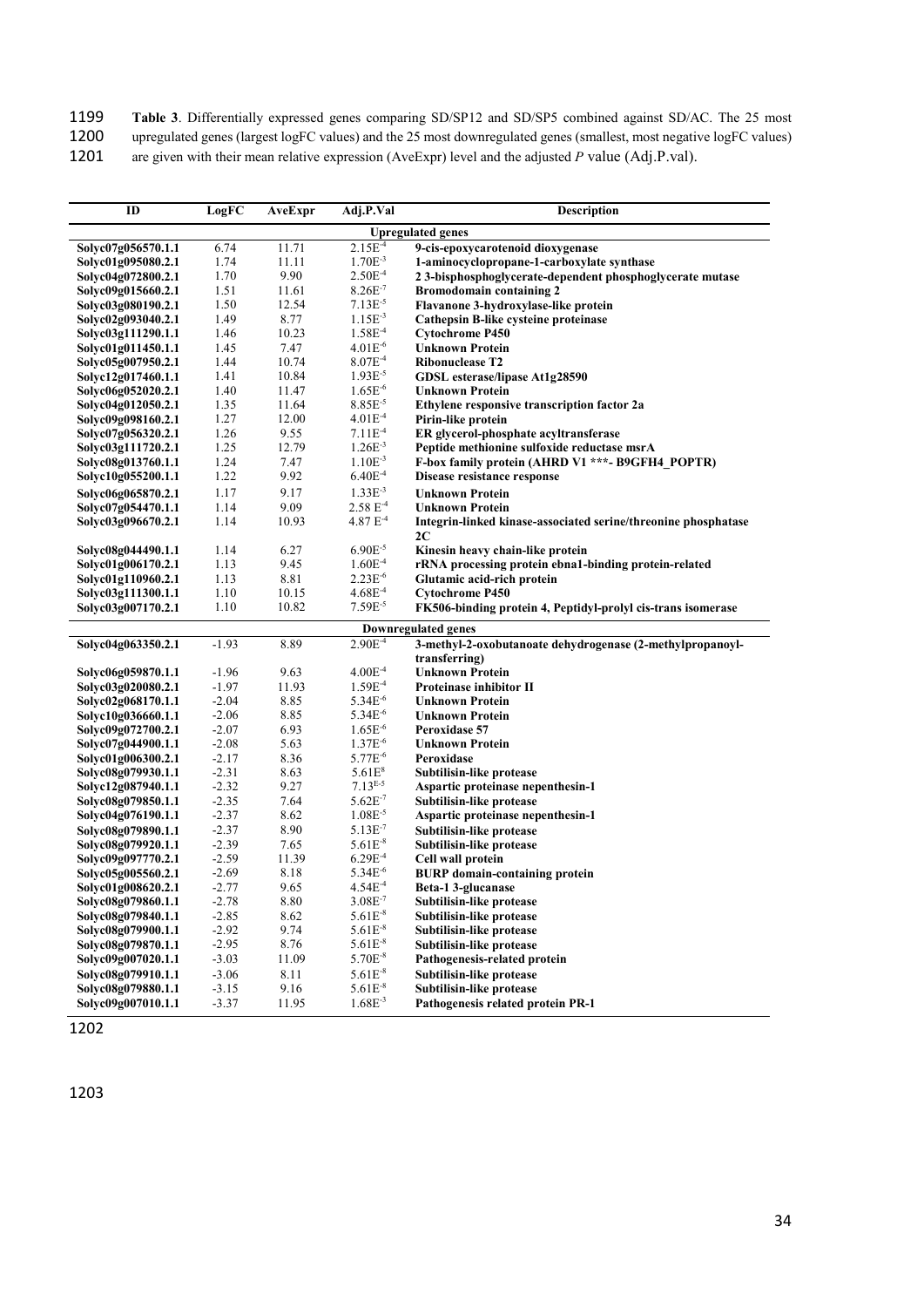**Table 3**. Differentially expressed genes comparing SD/SP12 and SD/SP5 combined against SD/AC. The 25 most upregulated genes (largest logFC values) and the 25 most downregulated genes (smallest, most negative logFC values) are given with their mean relative expression (AveExpr) level and the adjusted *P* value (Adj.P.val).

| ID | LogFC | AveExpr | Adj.P.Val | Description |
|---|---|---|---|---|
| | | | | **Upregulated genes** |
| **Solyc07g056570.1.1** | 6.74 | 11.71 | $2.15E^{-4}$ | **9-cis-epoxycarotenoid dioxygenase** |
| **Solyc01g095080.2.1** | 1.74 | 11.11 | $1.70E^{-3}$ | **1-aminocyclopropane-1-carboxylate synthase** |
| **Solyc04g072800.2.1** | 1.70 | 9.90 | $2.50E^{-4}$ | **2 3-bisphosphoglycerate-dependent phosphoglycerate mutase** |
| **Solyc09g015660.2.1** | 1.51 | 11.61 | $8.26E^{-7}$ | **Bromodomain containing 2** |
| **Solyc03g080190.2.1** | 1.50 | 12.54 | $7.13E^{-5}$ | **Flavanone 3-hydroxylase-like protein** |
| **Solyc02g093040.2.1** | 1.49 | 8.77 | $1.15E^{-3}$ | **Cathepsin B-like cysteine proteinase** |
| **Solyc03g111290.1.1** | 1.46 | 10.23 | $1.58E^{-4}$ | **Cytochrome P450** |
| **Solyc01g011450.1.1** | 1.45 | 7.47 | $4.01E^{-6}$ | **Unknown Protein** |
| **Solyc05g007950.2.1** | 1.44 | 10.74 | $8.07E^{-4}$ | **Ribonuclease T2** |
| **Solyc12g017460.1.1** | 1.41 | 10.84 | $1.93E^{-5}$ | **GDSL esterase/lipase At1g28590** |
| **Solyc06g052020.2.1** | 1.40 | 11.47 | $1.65E^{-6}$ | **Unknown Protein** |
| **Solyc04g012050.2.1** | 1.35 | 11.64 | $8.85E^{-5}$ | **Ethylene responsive transcription factor 2a** |
| **Solyc09g098160.2.1** | 1.27 | 12.00 | $4.01E^{-4}$ | **Pirin-like protein** |
| **Solyc07g056320.2.1** | 1.26 | 9.55 | $7.11E^{-4}$ | **ER glycerol-phosphate acyltransferase** |
| **Solyc03g111720.2.1** | 1.25 | 12.79 | $1.26E^{-3}$ | **Peptide methionine sulfoxide reductase msrA** |
| **Solyc08g013760.1.1** | 1.24 | 7.47 | $1.10E^{-3}$ | **F-box family protein (AHRD V1 \*\*\*- B9GFH4_POPTR)** |
| **Solyc10g055200.1.1** | 1.22 | 9.92 | $6.40E^{-4}$ | **Disease resistance response** |
| **Solyc06g065870.2.1** | 1.17 | 9.17 | $1.33E^{-3}$ | **Unknown Protein** |
| **Solyc07g054470.1.1** | 1.14 | 9.09 | $2.58\ E^{-4}$ | **Unknown Protein** |
| **Solyc03g096670.2.1** | 1.14 | 10.93 | $4.87\ E^{-4}$ | **Integrin-linked kinase-associated serine/threonine phosphatase 2C** |
| **Solyc08g044490.1.1** | 1.14 | 6.27 | $6.90E^{-5}$ | **Kinesin heavy chain-like protein** |
| **Solyc01g006170.2.1** | 1.13 | 9.45 | $1.60E^{-4}$ | **rRNA processing protein ebna1-binding protein-related** |
| **Solyc01g110960.2.1** | 1.13 | 8.81 | $2.23E^{-6}$ | **Glutamic acid-rich protein** |
| **Solyc03g111300.1.1** | 1.10 | 10.15 | $4.68E^{-4}$ | **Cytochrome P450** |
| **Solyc03g007170.2.1** | 1.10 | 10.82 | $7.59E^{-5}$ | **FK506-binding protein 4, Peptidyl-prolyl cis-trans isomerase** |
| | | | | **Downregulated genes** |
| **Solyc04g063350.2.1** | -1.93 | 8.89 | $2.90E^{-4}$ | **3-methyl-2-oxobutanoate dehydrogenase (2-methylpropanoyl-transferring)** |
| **Solyc06g059870.1.1** | -1.96 | 9.63 | $4.00E^{-4}$ | **Unknown Protein** |
| **Solyc03g020080.2.1** | -1.97 | 11.93 | $1.59E^{-4}$ | **Proteinase inhibitor II** |
| **Solyc02g068170.1.1** | -2.04 | 8.85 | $5.34E^{-6}$ | **Unknown Protein** |
| **Solyc10g036660.1.1** | -2.06 | 8.85 | $5.34E^{-6}$ | **Unknown Protein** |
| **Solyc09g072700.2.1** | -2.07 | 6.93 | $1.65E^{-6}$ | **Peroxidase 57** |
| **Solyc07g044900.1.1** | -2.08 | 5.63 | $1.37E^{-6}$ | **Unknown Protein** |
| **Solyc01g006300.2.1** | -2.17 | 8.36 | $5.77E^{-6}$ | **Peroxidase** |
| **Solyc08g079930.1.1** | -2.31 | 8.63 | $5.61E^{8}$ | **Subtilisin-like protease** |
| **Solyc12g087940.1.1** | -2.32 | 9.27 | $7.13^{E-5}$ | **Aspartic proteinase nepenthesin-1** |
| **Solyc08g079850.1.1** | -2.35 | 7.64 | $5.62E^{-7}$ | **Subtilisin-like protease** |
| **Solyc04g076190.1.1** | -2.37 | 8.62 | $1.08E^{-5}$ | **Aspartic proteinase nepenthesin-1** |
| **Solyc08g079890.1.1** | -2.37 | 8.90 | $5.13E^{-7}$ | **Subtilisin-like protease** |
| **Solyc08g079920.1.1** | -2.39 | 7.65 | $5.61E^{-8}$ | **Subtilisin-like protease** |
| **Solyc09g097770.2.1** | -2.59 | 11.39 | $6.29E^{-4}$ | **Cell wall protein** |
| **Solyc05g005560.2.1** | -2.69 | 8.18 | $5.34E^{-6}$ | **BURP domain-containing protein** |
| **Solyc01g008620.2.1** | -2.77 | 9.65 | $4.54E^{-4}$ | **Beta-1 3-glucanase** |
| **Solyc08g079860.1.1** | -2.78 | 8.80 | $3.08E^{-7}$ | **Subtilisin-like protease** |
| **Solyc08g079840.1.1** | -2.85 | 8.62 | $5.61E^{-8}$ | **Subtilisin-like protease** |
| **Solyc08g079900.1.1** | -2.92 | 9.74 | $5.61E^{-8}$ | **Subtilisin-like protease** |
| **Solyc08g079870.1.1** | -2.95 | 8.76 | $5.61E^{-8}$ | **Subtilisin-like protease** |
| **Solyc09g007020.1.1** | -3.03 | 11.09 | $5.70E^{-8}$ | **Pathogenesis-related protein** |
| **Solyc08g079910.1.1** | -3.06 | 8.11 | $5.61E^{-8}$ | **Subtilisin-like protease** |
| **Solyc08g079880.1.1** | -3.15 | 9.16 | $5.61E^{-8}$ | **Subtilisin-like protease** |
| **Solyc09g007010.1.1** | -3.37 | 11.95 | $1.68E^{-3}$ | **Pathogenesis related protein PR-1** |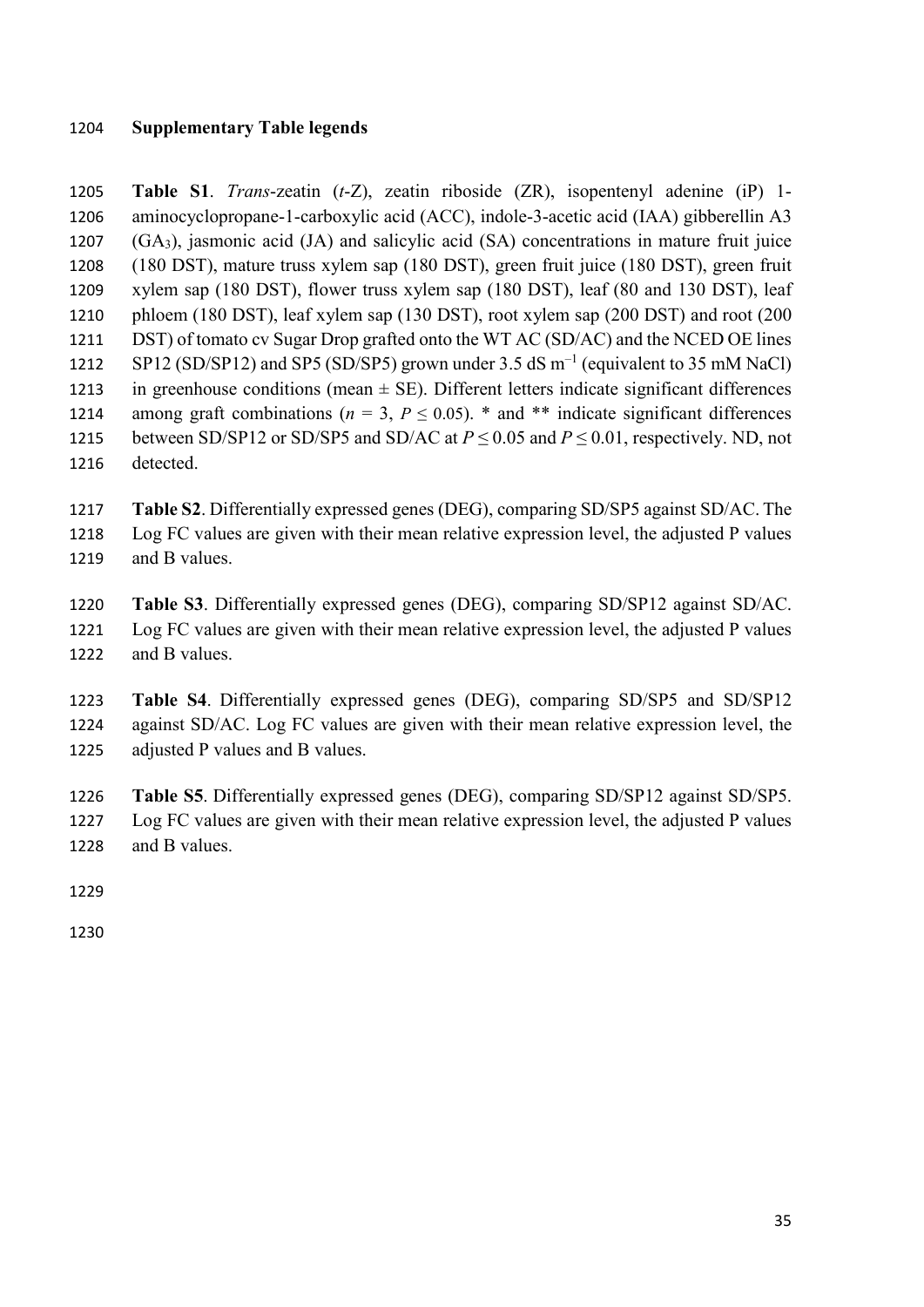## Supplementary Table legends

**Table S1**. *Trans*-zeatin (*t*-Z), zeatin riboside (ZR), isopentenyl adenine (iP) 1-aminocyclopropane-1-carboxylic acid (ACC), indole-3-acetic acid (IAA) gibberellin A3 ($GA_3$), jasmonic acid (JA) and salicylic acid (SA) concentrations in mature fruit juice (180 DST), mature truss xylem sap (180 DST), green fruit juice (180 DST), green fruit xylem sap (180 DST), flower truss xylem sap (180 DST), leaf (80 and 130 DST), leaf phloem (180 DST), leaf xylem sap (130 DST), root xylem sap (200 DST) and root (200 DST) of tomato cv Sugar Drop grafted onto the WT AC (SD/AC) and the NCED OE lines SP12 (SD/SP12) and SP5 (SD/SP5) grown under 3.5 dS $m^{-1}$ (equivalent to 35 mM NaCl) in greenhouse conditions (mean ± SE). Different letters indicate significant differences among graft combinations ($n$ = 3, $P \leq 0.05$). * and ** indicate significant differences between SD/SP12 or SD/SP5 and SD/AC at $P \leq 0.05$ and $P \leq 0.01$, respectively. ND, not detected.

**Table S2**. Differentially expressed genes (DEG), comparing SD/SP5 against SD/AC. The Log FC values are given with their mean relative expression level, the adjusted P values and B values.

**Table S3**. Differentially expressed genes (DEG), comparing SD/SP12 against SD/AC. Log FC values are given with their mean relative expression level, the adjusted P values and B values.

**Table S4**. Differentially expressed genes (DEG), comparing SD/SP5 and SD/SP12 against SD/AC. Log FC values are given with their mean relative expression level, the adjusted P values and B values.

**Table S5**. Differentially expressed genes (DEG), comparing SD/SP12 against SD/SP5. Log FC values are given with their mean relative expression level, the adjusted P values and B values.